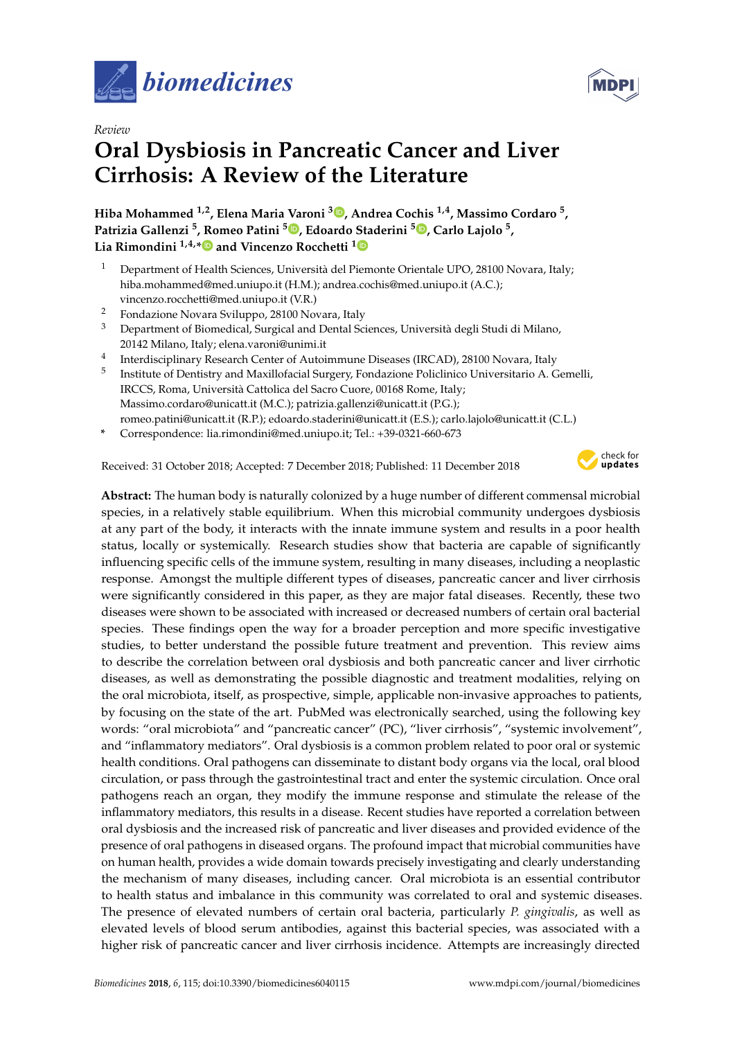Review

# Oral Dysbiosis in Pancreatic Cancer and Liver Cirrhosis: A Review of the Literature

**Hiba Mohammed [1,2], Elena Maria Varoni [3], Andrea Cochis [1,4], Massimo Cordaro [5], Patrizia Gallenzi [5], Romeo Patini [5], Edoardo Staderini [5], Carlo Lajolo [5], Lia Rimondini [1,4,*] and Vincenzo Rocchetti [1]**

1 Department of Health Sciences, Università del Piemonte Orientale UPO, 28100 Novara, Italy; hiba.mohammed@med.uniupo.it (H.M.); andrea.cochis@med.uniupo.it (A.C.); vincenzo.rocchetti@med.uniupo.it (V.R.)
2 Fondazione Novara Sviluppo, 28100 Novara, Italy
3 Department of Biomedical, Surgical and Dental Sciences, Università degli Studi di Milano, 20142 Milano, Italy; elena.varoni@unimi.it
4 Interdisciplinary Research Center of Autoimmune Diseases (IRCAD), 28100 Novara, Italy
5 Institute of Dentistry and Maxillofacial Surgery, Fondazione Policlinico Universitario A. Gemelli, IRCCS, Roma, Università Cattolica del Sacro Cuore, 00168 Rome, Italy; Massimo.cordaro@unicatt.it (M.C.); patrizia.gallenzi@unicatt.it (P.G.); romeo.patini@unicatt.it (R.P.); edoardo.staderini@unicatt.it (E.S.); carlo.lajolo@unicatt.it (C.L.)
* Correspondence: lia.rimondini@med.uniupo.it; Tel.: +39-0321-660-673

Received: 31 October 2018; Accepted: 7 December 2018; Published: 11 December 2018

**Abstract:** The human body is naturally colonized by a huge number of different commensal microbial species, in a relatively stable equilibrium. When this microbial community undergoes dysbiosis at any part of the body, it interacts with the innate immune system and results in a poor health status, locally or systemically. Research studies show that bacteria are capable of significantly influencing specific cells of the immune system, resulting in many diseases, including a neoplastic response. Amongst the multiple different types of diseases, pancreatic cancer and liver cirrhosis were significantly considered in this paper, as they are major fatal diseases. Recently, these two diseases were shown to be associated with increased or decreased numbers of certain oral bacterial species. These findings open the way for a broader perception and more specific investigative studies, to better understand the possible future treatment and prevention. This review aims to describe the correlation between oral dysbiosis and both pancreatic cancer and liver cirrhotic diseases, as well as demonstrating the possible diagnostic and treatment modalities, relying on the oral microbiota, itself, as prospective, simple, applicable non-invasive approaches to patients, by focusing on the state of the art. PubMed was electronically searched, using the following key words: "oral microbiota" and "pancreatic cancer" (PC), "liver cirrhosis", "systemic involvement", and "inflammatory mediators". Oral dysbiosis is a common problem related to poor oral or systemic health conditions. Oral pathogens can disseminate to distant body organs via the local, oral blood circulation, or pass through the gastrointestinal tract and enter the systemic circulation. Once oral pathogens reach an organ, they modify the immune response and stimulate the release of the inflammatory mediators, this results in a disease. Recent studies have reported a correlation between oral dysbiosis and the increased risk of pancreatic and liver diseases and provided evidence of the presence of oral pathogens in diseased organs. The profound impact that microbial communities have on human health, provides a wide domain towards precisely investigating and clearly understanding the mechanism of many diseases, including cancer. Oral microbiota is an essential contributor to health status and imbalance in this community was correlated to oral and systemic diseases. The presence of elevated numbers of certain oral bacteria, particularly *P. gingivalis*, as well as elevated levels of blood serum antibodies, against this bacterial species, was associated with a higher risk of pancreatic cancer and liver cirrhosis incidence. Attempts are increasingly directed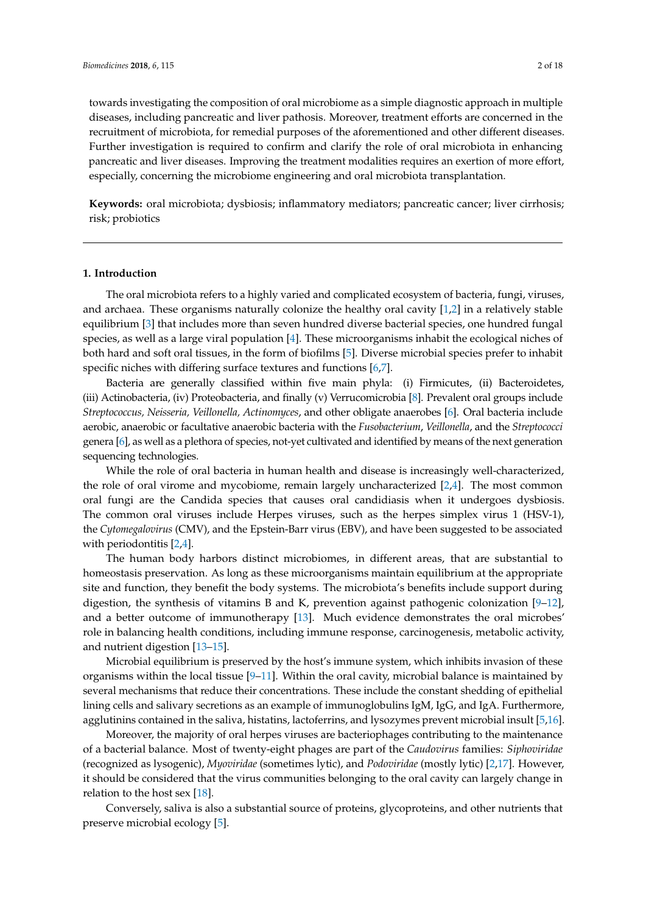towards investigating the composition of oral microbiome as a simple diagnostic approach in multiple diseases, including pancreatic and liver pathosis. Moreover, treatment efforts are concerned in the recruitment of microbiota, for remedial purposes of the aforementioned and other different diseases. Further investigation is required to confirm and clarify the role of oral microbiota in enhancing pancreatic and liver diseases. Improving the treatment modalities requires an exertion of more effort, especially, concerning the microbiome engineering and oral microbiota transplantation.

**Keywords:** oral microbiota; dysbiosis; inflammatory mediators; pancreatic cancer; liver cirrhosis; risk; probiotics

## 1. Introduction

The oral microbiota refers to a highly varied and complicated ecosystem of bacteria, fungi, viruses, and archaea. These organisms naturally colonize the healthy oral cavity [1,2] in a relatively stable equilibrium [3] that includes more than seven hundred diverse bacterial species, one hundred fungal species, as well as a large viral population [4]. These microorganisms inhabit the ecological niches of both hard and soft oral tissues, in the form of biofilms [5]. Diverse microbial species prefer to inhabit specific niches with differing surface textures and functions [6,7].

Bacteria are generally classified within five main phyla: (i) Firmicutes, (ii) Bacteroidetes, (iii) Actinobacteria, (iv) Proteobacteria, and finally (v) Verrucomicrobia [8]. Prevalent oral groups include *Streptococcus, Neisseria, Veillonella, Actinomyces*, and other obligate anaerobes [6]. Oral bacteria include aerobic, anaerobic or facultative anaerobic bacteria with the *Fusobacterium*, *Veillonella*, and the *Streptococci* genera [6], as well as a plethora of species, not-yet cultivated and identified by means of the next generation sequencing technologies.

While the role of oral bacteria in human health and disease is increasingly well-characterized, the role of oral virome and mycobiome, remain largely uncharacterized [2,4]. The most common oral fungi are the Candida species that causes oral candidiasis when it undergoes dysbiosis. The common oral viruses include Herpes viruses, such as the herpes simplex virus 1 (HSV-1), the *Cytomegalovirus* (CMV), and the Epstein-Barr virus (EBV), and have been suggested to be associated with periodontitis [2,4].

The human body harbors distinct microbiomes, in different areas, that are substantial to homeostasis preservation. As long as these microorganisms maintain equilibrium at the appropriate site and function, they benefit the body systems. The microbiota's benefits include support during digestion, the synthesis of vitamins B and K, prevention against pathogenic colonization [9–12], and a better outcome of immunotherapy [13]. Much evidence demonstrates the oral microbes' role in balancing health conditions, including immune response, carcinogenesis, metabolic activity, and nutrient digestion [13–15].

Microbial equilibrium is preserved by the host's immune system, which inhibits invasion of these organisms within the local tissue [9–11]. Within the oral cavity, microbial balance is maintained by several mechanisms that reduce their concentrations. These include the constant shedding of epithelial lining cells and salivary secretions as an example of immunoglobulins IgM, IgG, and IgA. Furthermore, agglutinins contained in the saliva, histatins, lactoferrins, and lysozymes prevent microbial insult [5,16].

Moreover, the majority of oral herpes viruses are bacteriophages contributing to the maintenance of a bacterial balance. Most of twenty-eight phages are part of the *Caudovirus* families: *Siphoviridae* (recognized as lysogenic), *Myoviridae* (sometimes lytic), and *Podoviridae* (mostly lytic) [2,17]. However, it should be considered that the virus communities belonging to the oral cavity can largely change in relation to the host sex [18].

Conversely, saliva is also a substantial source of proteins, glycoproteins, and other nutrients that preserve microbial ecology [5].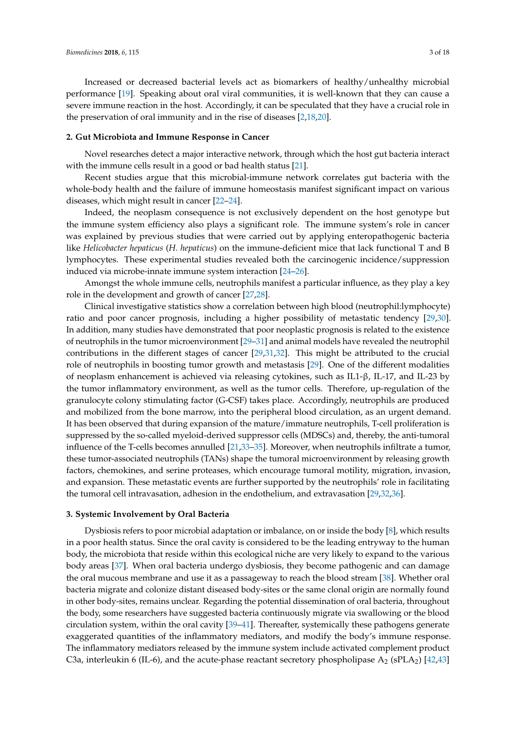Increased or decreased bacterial levels act as biomarkers of healthy/unhealthy microbial performance [19]. Speaking about oral viral communities, it is well-known that they can cause a severe immune reaction in the host. Accordingly, it can be speculated that they have a crucial role in the preservation of oral immunity and in the rise of diseases [2,18,20].

## 2. Gut Microbiota and Immune Response in Cancer

Novel researches detect a major interactive network, through which the host gut bacteria interact with the immune cells result in a good or bad health status [21].

Recent studies argue that this microbial-immune network correlates gut bacteria with the whole-body health and the failure of immune homeostasis manifest significant impact on various diseases, which might result in cancer [22–24].

Indeed, the neoplasm consequence is not exclusively dependent on the host genotype but the immune system efficiency also plays a significant role. The immune system's role in cancer was explained by previous studies that were carried out by applying enteropathogenic bacteria like *Helicobacter hepaticus* (*H. hepaticus*) on the immune-deficient mice that lack functional T and B lymphocytes. These experimental studies revealed both the carcinogenic incidence/suppression induced via microbe-innate immune system interaction [24–26].

Amongst the whole immune cells, neutrophils manifest a particular influence, as they play a key role in the development and growth of cancer [27,28].

Clinical investigative statistics show a correlation between high blood (neutrophil:lymphocyte) ratio and poor cancer prognosis, including a higher possibility of metastatic tendency [29,30]. In addition, many studies have demonstrated that poor neoplastic prognosis is related to the existence of neutrophils in the tumor microenvironment [29–31] and animal models have revealed the neutrophil contributions in the different stages of cancer [29,31,32]. This might be attributed to the crucial role of neutrophils in boosting tumor growth and metastasis [29]. One of the different modalities of neoplasm enhancement is achieved via releasing cytokines, such as IL1-β, IL-17, and IL-23 by the tumor inflammatory environment, as well as the tumor cells. Therefore, up-regulation of the granulocyte colony stimulating factor (G-CSF) takes place. Accordingly, neutrophils are produced and mobilized from the bone marrow, into the peripheral blood circulation, as an urgent demand. It has been observed that during expansion of the mature/immature neutrophils, T-cell proliferation is suppressed by the so-called myeloid-derived suppressor cells (MDSCs) and, thereby, the anti-tumoral influence of the T-cells becomes annulled [21,33–35]. Moreover, when neutrophils infiltrate a tumor, these tumor-associated neutrophils (TANs) shape the tumoral microenvironment by releasing growth factors, chemokines, and serine proteases, which encourage tumoral motility, migration, invasion, and expansion. These metastatic events are further supported by the neutrophils' role in facilitating the tumoral cell intravasation, adhesion in the endothelium, and extravasation [29,32,36].

## 3. Systemic Involvement by Oral Bacteria

Dysbiosis refers to poor microbial adaptation or imbalance, on or inside the body [8], which results in a poor health status. Since the oral cavity is considered to be the leading entryway to the human body, the microbiota that reside within this ecological niche are very likely to expand to the various body areas [37]. When oral bacteria undergo dysbiosis, they become pathogenic and can damage the oral mucous membrane and use it as a passageway to reach the blood stream [38]. Whether oral bacteria migrate and colonize distant diseased body-sites or the same clonal origin are normally found in other body-sites, remains unclear. Regarding the potential dissemination of oral bacteria, throughout the body, some researchers have suggested bacteria continuously migrate via swallowing or the blood circulation system, within the oral cavity [39–41]. Thereafter, systemically these pathogens generate exaggerated quantities of the inflammatory mediators, and modify the body's immune response. The inflammatory mediators released by the immune system include activated complement product C3a, interleukin 6 (IL-6), and the acute-phase reactant secretory phospholipase $A_2$ ($sPLA_2$) [42,43]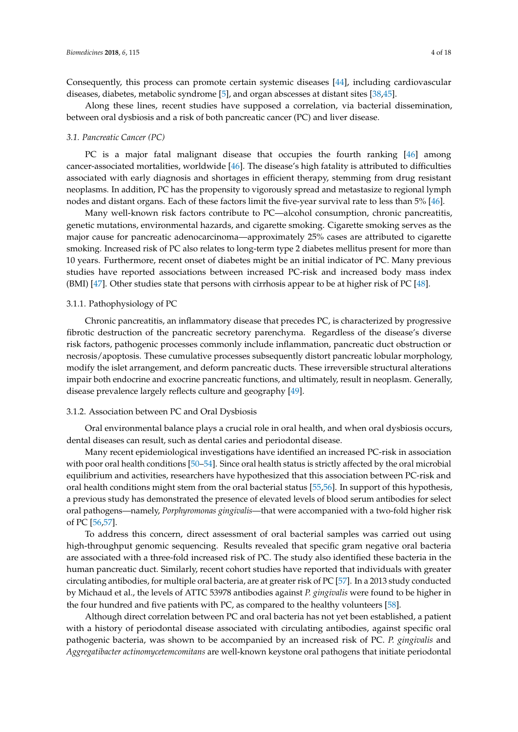Consequently, this process can promote certain systemic diseases [44], including cardiovascular diseases, diabetes, metabolic syndrome [5], and organ abscesses at distant sites [38,45].

Along these lines, recent studies have supposed a correlation, via bacterial dissemination, between oral dysbiosis and a risk of both pancreatic cancer (PC) and liver disease.

### *3.1. Pancreatic Cancer (PC)*

PC is a major fatal malignant disease that occupies the fourth ranking [46] among cancer-associated mortalities, worldwide [46]. The disease's high fatality is attributed to difficulties associated with early diagnosis and shortages in efficient therapy, stemming from drug resistant neoplasms. In addition, PC has the propensity to vigorously spread and metastasize to regional lymph nodes and distant organs. Each of these factors limit the five-year survival rate to less than 5% [46].

Many well-known risk factors contribute to PC—alcohol consumption, chronic pancreatitis, genetic mutations, environmental hazards, and cigarette smoking. Cigarette smoking serves as the major cause for pancreatic adenocarcinoma—approximately 25% cases are attributed to cigarette smoking. Increased risk of PC also relates to long-term type 2 diabetes mellitus present for more than 10 years. Furthermore, recent onset of diabetes might be an initial indicator of PC. Many previous studies have reported associations between increased PC-risk and increased body mass index (BMI) [47]. Other studies state that persons with cirrhosis appear to be at higher risk of PC [48].

#### 3.1.1. Pathophysiology of PC

Chronic pancreatitis, an inflammatory disease that precedes PC, is characterized by progressive fibrotic destruction of the pancreatic secretory parenchyma. Regardless of the disease's diverse risk factors, pathogenic processes commonly include inflammation, pancreatic duct obstruction or necrosis/apoptosis. These cumulative processes subsequently distort pancreatic lobular morphology, modify the islet arrangement, and deform pancreatic ducts. These irreversible structural alterations impair both endocrine and exocrine pancreatic functions, and ultimately, result in neoplasm. Generally, disease prevalence largely reflects culture and geography [49].

#### 3.1.2. Association between PC and Oral Dysbiosis

Oral environmental balance plays a crucial role in oral health, and when oral dysbiosis occurs, dental diseases can result, such as dental caries and periodontal disease.

Many recent epidemiological investigations have identified an increased PC-risk in association with poor oral health conditions [50–54]. Since oral health status is strictly affected by the oral microbial equilibrium and activities, researchers have hypothesized that this association between PC-risk and oral health conditions might stem from the oral bacterial status [55,56]. In support of this hypothesis, a previous study has demonstrated the presence of elevated levels of blood serum antibodies for select oral pathogens—namely, *Porphyromonas gingivalis*—that were accompanied with a two-fold higher risk of PC [56,57].

To address this concern, direct assessment of oral bacterial samples was carried out using high-throughput genomic sequencing. Results revealed that specific gram negative oral bacteria are associated with a three-fold increased risk of PC. The study also identified these bacteria in the human pancreatic duct. Similarly, recent cohort studies have reported that individuals with greater circulating antibodies, for multiple oral bacteria, are at greater risk of PC [57]. In a 2013 study conducted by Michaud et al., the levels of ATTC 53978 antibodies against *P. gingivalis* were found to be higher in the four hundred and five patients with PC, as compared to the healthy volunteers [58].

Although direct correlation between PC and oral bacteria has not yet been established, a patient with a history of periodontal disease associated with circulating antibodies, against specific oral pathogenic bacteria, was shown to be accompanied by an increased risk of PC. *P. gingivalis* and *Aggregatibacter actinomycetemcomitans* are well-known keystone oral pathogens that initiate periodontal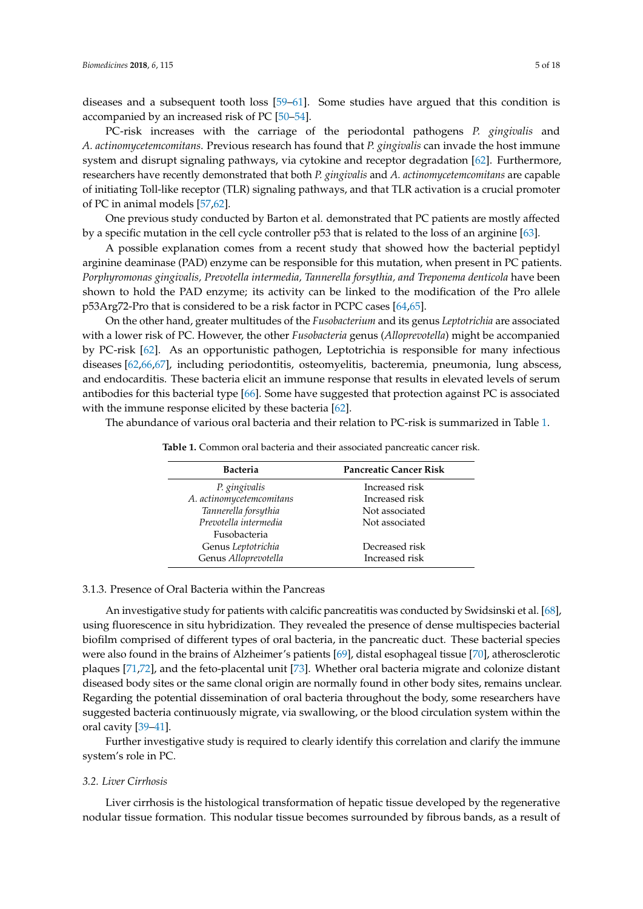diseases and a subsequent tooth loss [59–61]. Some studies have argued that this condition is accompanied by an increased risk of PC [50–54].

PC-risk increases with the carriage of the periodontal pathogens *P. gingivalis* and *A. actinomycetemcomitans*. Previous research has found that *P. gingivalis* can invade the host immune system and disrupt signaling pathways, via cytokine and receptor degradation [62]. Furthermore, researchers have recently demonstrated that both *P. gingivalis* and *A. actinomycetemcomitans* are capable of initiating Toll-like receptor (TLR) signaling pathways, and that TLR activation is a crucial promoter of PC in animal models [57,62].

One previous study conducted by Barton et al. demonstrated that PC patients are mostly affected by a specific mutation in the cell cycle controller p53 that is related to the loss of an arginine [63].

A possible explanation comes from a recent study that showed how the bacterial peptidyl arginine deaminase (PAD) enzyme can be responsible for this mutation, when present in PC patients. *Porphyromonas gingivalis, Prevotella intermedia, Tannerella forsythia, and Treponema denticola* have been shown to hold the PAD enzyme; its activity can be linked to the modification of the Pro allele p53Arg72-Pro that is considered to be a risk factor in PCPC cases [64,65].

On the other hand, greater multitudes of the *Fusobacterium* and its genus *Leptotrichia* are associated with a lower risk of PC. However, the other *Fusobacteria* genus (*Alloprevotella*) might be accompanied by PC-risk [62]. As an opportunistic pathogen, Leptotrichia is responsible for many infectious diseases [62,66,67], including periodontitis, osteomyelitis, bacteremia, pneumonia, lung abscess, and endocarditis. These bacteria elicit an immune response that results in elevated levels of serum antibodies for this bacterial type [66]. Some have suggested that protection against PC is associated with the immune response elicited by these bacteria [62].

The abundance of various oral bacteria and their relation to PC-risk is summarized in Table 1.

**Table 1.** Common oral bacteria and their associated pancreatic cancer risk.

| Bacteria | Pancreatic Cancer Risk |
|---|---|
| *P. gingivalis* | Increased risk |
| *A. actinomycetemcomitans* | Increased risk |
| *Tannerella forsythia* | Not associated |
| *Prevotella intermedia* | Not associated |
| Fusobacteria | |
| Genus *Leptotrichia* | Decreased risk |
| Genus *Alloprevotella* | Increased risk |

#### 3.1.3. Presence of Oral Bacteria within the Pancreas

An investigative study for patients with calcific pancreatitis was conducted by Swidsinski et al. [68], using fluorescence in situ hybridization. They revealed the presence of dense multispecies bacterial biofilm comprised of different types of oral bacteria, in the pancreatic duct. These bacterial species were also found in the brains of Alzheimer's patients [69], distal esophageal tissue [70], atherosclerotic plaques [71,72], and the feto-placental unit [73]. Whether oral bacteria migrate and colonize distant diseased body sites or the same clonal origin are normally found in other body sites, remains unclear. Regarding the potential dissemination of oral bacteria throughout the body, some researchers have suggested bacteria continuously migrate, via swallowing, or the blood circulation system within the oral cavity [39–41].

Further investigative study is required to clearly identify this correlation and clarify the immune system's role in PC.

### *3.2. Liver Cirrhosis*

Liver cirrhosis is the histological transformation of hepatic tissue developed by the regenerative nodular tissue formation. This nodular tissue becomes surrounded by fibrous bands, as a result of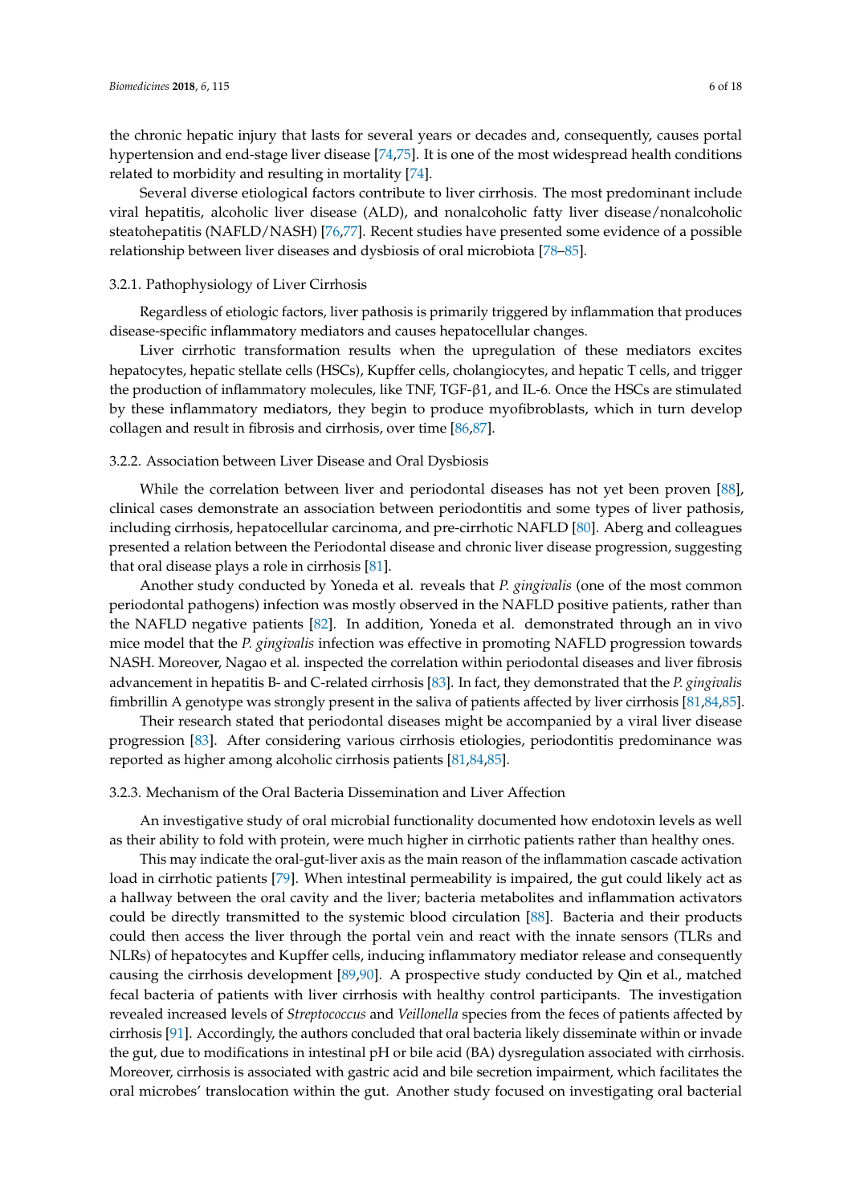the chronic hepatic injury that lasts for several years or decades and, consequently, causes portal hypertension and end-stage liver disease [74,75]. It is one of the most widespread health conditions related to morbidity and resulting in mortality [74].

Several diverse etiological factors contribute to liver cirrhosis. The most predominant include viral hepatitis, alcoholic liver disease (ALD), and nonalcoholic fatty liver disease/nonalcoholic steatohepatitis (NAFLD/NASH) [76,77]. Recent studies have presented some evidence of a possible relationship between liver diseases and dysbiosis of oral microbiota [78–85].

#### 3.2.1. Pathophysiology of Liver Cirrhosis

Regardless of etiologic factors, liver pathosis is primarily triggered by inflammation that produces disease-specific inflammatory mediators and causes hepatocellular changes.

Liver cirrhotic transformation results when the upregulation of these mediators excites hepatocytes, hepatic stellate cells (HSCs), Kupffer cells, cholangiocytes, and hepatic T cells, and trigger the production of inflammatory molecules, like TNF, TGF-β1, and IL-6. Once the HSCs are stimulated by these inflammatory mediators, they begin to produce myofibroblasts, which in turn develop collagen and result in fibrosis and cirrhosis, over time [86,87].

#### 3.2.2. Association between Liver Disease and Oral Dysbiosis

While the correlation between liver and periodontal diseases has not yet been proven [88], clinical cases demonstrate an association between periodontitis and some types of liver pathosis, including cirrhosis, hepatocellular carcinoma, and pre-cirrhotic NAFLD [80]. Aberg and colleagues presented a relation between the Periodontal disease and chronic liver disease progression, suggesting that oral disease plays a role in cirrhosis [81].

Another study conducted by Yoneda et al. reveals that *P. gingivalis* (one of the most common periodontal pathogens) infection was mostly observed in the NAFLD positive patients, rather than the NAFLD negative patients [82]. In addition, Yoneda et al. demonstrated through an in vivo mice model that the *P. gingivalis* infection was effective in promoting NAFLD progression towards NASH. Moreover, Nagao et al. inspected the correlation within periodontal diseases and liver fibrosis advancement in hepatitis B- and C-related cirrhosis [83]. In fact, they demonstrated that the *P. gingivalis* fimbrillin A genotype was strongly present in the saliva of patients affected by liver cirrhosis [81,84,85].

Their research stated that periodontal diseases might be accompanied by a viral liver disease progression [83]. After considering various cirrhosis etiologies, periodontitis predominance was reported as higher among alcoholic cirrhosis patients [81,84,85].

#### 3.2.3. Mechanism of the Oral Bacteria Dissemination and Liver Affection

An investigative study of oral microbial functionality documented how endotoxin levels as well as their ability to fold with protein, were much higher in cirrhotic patients rather than healthy ones.

This may indicate the oral-gut-liver axis as the main reason of the inflammation cascade activation load in cirrhotic patients [79]. When intestinal permeability is impaired, the gut could likely act as a hallway between the oral cavity and the liver; bacteria metabolites and inflammation activators could be directly transmitted to the systemic blood circulation [88]. Bacteria and their products could then access the liver through the portal vein and react with the innate sensors (TLRs and NLRs) of hepatocytes and Kupffer cells, inducing inflammatory mediator release and consequently causing the cirrhosis development [89,90]. A prospective study conducted by Qin et al., matched fecal bacteria of patients with liver cirrhosis with healthy control participants. The investigation revealed increased levels of *Streptococcus* and *Veillonella* species from the feces of patients affected by cirrhosis [91]. Accordingly, the authors concluded that oral bacteria likely disseminate within or invade the gut, due to modifications in intestinal pH or bile acid (BA) dysregulation associated with cirrhosis. Moreover, cirrhosis is associated with gastric acid and bile secretion impairment, which facilitates the oral microbes' translocation within the gut. Another study focused on investigating oral bacterial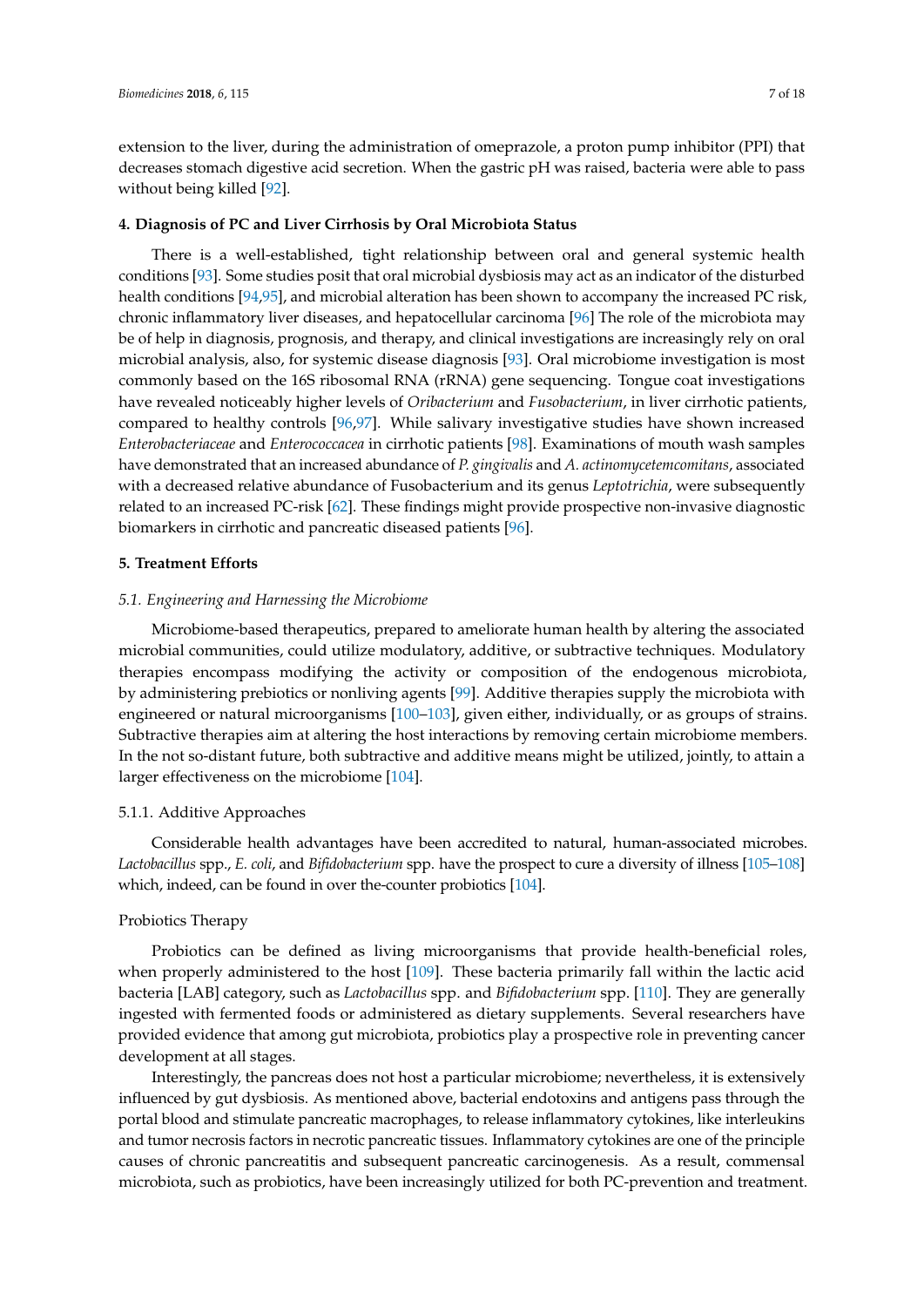extension to the liver, during the administration of omeprazole, a proton pump inhibitor (PPI) that decreases stomach digestive acid secretion. When the gastric pH was raised, bacteria were able to pass without being killed [92].

## 4. Diagnosis of PC and Liver Cirrhosis by Oral Microbiota Status

There is a well-established, tight relationship between oral and general systemic health conditions [93]. Some studies posit that oral microbial dysbiosis may act as an indicator of the disturbed health conditions [94,95], and microbial alteration has been shown to accompany the increased PC risk, chronic inflammatory liver diseases, and hepatocellular carcinoma [96] The role of the microbiota may be of help in diagnosis, prognosis, and therapy, and clinical investigations are increasingly rely on oral microbial analysis, also, for systemic disease diagnosis [93]. Oral microbiome investigation is most commonly based on the 16S ribosomal RNA (rRNA) gene sequencing. Tongue coat investigations have revealed noticeably higher levels of *Oribacterium* and *Fusobacterium*, in liver cirrhotic patients, compared to healthy controls [96,97]. While salivary investigative studies have shown increased *Enterobacteriaceae* and *Enterococcacea* in cirrhotic patients [98]. Examinations of mouth wash samples have demonstrated that an increased abundance of *P. gingivalis* and *A. actinomycetemcomitans*, associated with a decreased relative abundance of Fusobacterium and its genus *Leptotrichia*, were subsequently related to an increased PC-risk [62]. These findings might provide prospective non-invasive diagnostic biomarkers in cirrhotic and pancreatic diseased patients [96].

## 5. Treatment Efforts

### 5.1. Engineering and Harnessing the Microbiome

Microbiome-based therapeutics, prepared to ameliorate human health by altering the associated microbial communities, could utilize modulatory, additive, or subtractive techniques. Modulatory therapies encompass modifying the activity or composition of the endogenous microbiota, by administering prebiotics or nonliving agents [99]. Additive therapies supply the microbiota with engineered or natural microorganisms [100–103], given either, individually, or as groups of strains. Subtractive therapies aim at altering the host interactions by removing certain microbiome members. In the not so-distant future, both subtractive and additive means might be utilized, jointly, to attain a larger effectiveness on the microbiome [104].

#### 5.1.1. Additive Approaches

Considerable health advantages have been accredited to natural, human-associated microbes. *Lactobacillus* spp., *E. coli*, and *Bifidobacterium* spp. have the prospect to cure a diversity of illness [105–108] which, indeed, can be found in over the-counter probiotics [104].

Probiotics Therapy

Probiotics can be defined as living microorganisms that provide health-beneficial roles, when properly administered to the host [109]. These bacteria primarily fall within the lactic acid bacteria [LAB] category, such as *Lactobacillus* spp. and *Bifidobacterium* spp. [110]. They are generally ingested with fermented foods or administered as dietary supplements. Several researchers have provided evidence that among gut microbiota, probiotics play a prospective role in preventing cancer development at all stages.

Interestingly, the pancreas does not host a particular microbiome; nevertheless, it is extensively influenced by gut dysbiosis. As mentioned above, bacterial endotoxins and antigens pass through the portal blood and stimulate pancreatic macrophages, to release inflammatory cytokines, like interleukins and tumor necrosis factors in necrotic pancreatic tissues. Inflammatory cytokines are one of the principle causes of chronic pancreatitis and subsequent pancreatic carcinogenesis. As a result, commensal microbiota, such as probiotics, have been increasingly utilized for both PC-prevention and treatment.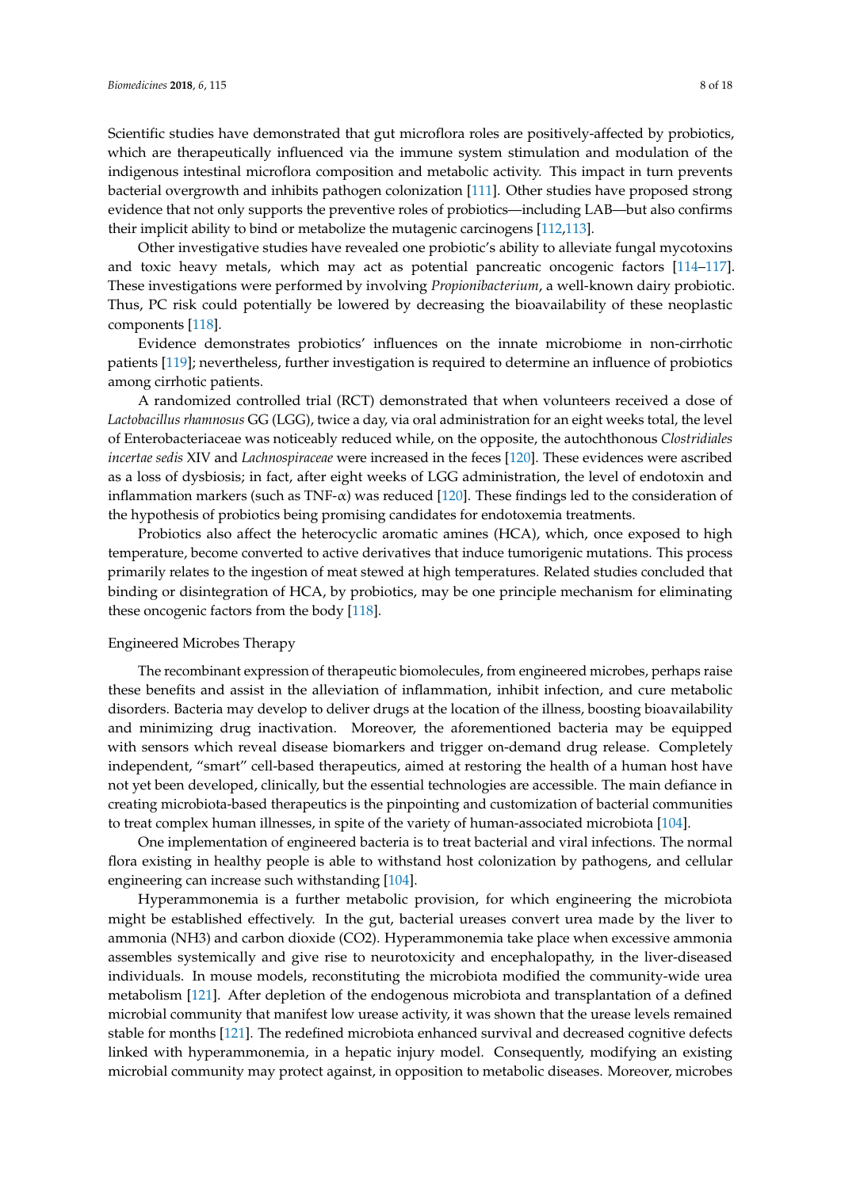Scientific studies have demonstrated that gut microflora roles are positively-affected by probiotics, which are therapeutically influenced via the immune system stimulation and modulation of the indigenous intestinal microflora composition and metabolic activity. This impact in turn prevents bacterial overgrowth and inhibits pathogen colonization [111]. Other studies have proposed strong evidence that not only supports the preventive roles of probiotics—including LAB—but also confirms their implicit ability to bind or metabolize the mutagenic carcinogens [112,113].

Other investigative studies have revealed one probiotic's ability to alleviate fungal mycotoxins and toxic heavy metals, which may act as potential pancreatic oncogenic factors [114–117]. These investigations were performed by involving *Propionibacterium*, a well-known dairy probiotic. Thus, PC risk could potentially be lowered by decreasing the bioavailability of these neoplastic components [118].

Evidence demonstrates probiotics' influences on the innate microbiome in non-cirrhotic patients [119]; nevertheless, further investigation is required to determine an influence of probiotics among cirrhotic patients.

A randomized controlled trial (RCT) demonstrated that when volunteers received a dose of *Lactobacillus rhamnosus* GG (LGG), twice a day, via oral administration for an eight weeks total, the level of Enterobacteriaceae was noticeably reduced while, on the opposite, the autochthonous *Clostridiales incertae sedis* XIV and *Lachnospiraceae* were increased in the feces [120]. These evidences were ascribed as a loss of dysbiosis; in fact, after eight weeks of LGG administration, the level of endotoxin and inflammation markers (such as TNF-$\alpha$) was reduced [120]. These findings led to the consideration of the hypothesis of probiotics being promising candidates for endotoxemia treatments.

Probiotics also affect the heterocyclic aromatic amines (HCA), which, once exposed to high temperature, become converted to active derivatives that induce tumorigenic mutations. This process primarily relates to the ingestion of meat stewed at high temperatures. Related studies concluded that binding or disintegration of HCA, by probiotics, may be one principle mechanism for eliminating these oncogenic factors from the body [118].

Engineered Microbes Therapy

The recombinant expression of therapeutic biomolecules, from engineered microbes, perhaps raise these benefits and assist in the alleviation of inflammation, inhibit infection, and cure metabolic disorders. Bacteria may develop to deliver drugs at the location of the illness, boosting bioavailability and minimizing drug inactivation. Moreover, the aforementioned bacteria may be equipped with sensors which reveal disease biomarkers and trigger on-demand drug release. Completely independent, "smart" cell-based therapeutics, aimed at restoring the health of a human host have not yet been developed, clinically, but the essential technologies are accessible. The main defiance in creating microbiota-based therapeutics is the pinpointing and customization of bacterial communities to treat complex human illnesses, in spite of the variety of human-associated microbiota [104].

One implementation of engineered bacteria is to treat bacterial and viral infections. The normal flora existing in healthy people is able to withstand host colonization by pathogens, and cellular engineering can increase such withstanding [104].

Hyperammonemia is a further metabolic provision, for which engineering the microbiota might be established effectively. In the gut, bacterial ureases convert urea made by the liver to ammonia (NH3) and carbon dioxide (CO2). Hyperammonemia take place when excessive ammonia assembles systemically and give rise to neurotoxicity and encephalopathy, in the liver-diseased individuals. In mouse models, reconstituting the microbiota modified the community-wide urea metabolism [121]. After depletion of the endogenous microbiota and transplantation of a defined microbial community that manifest low urease activity, it was shown that the urease levels remained stable for months [121]. The redefined microbiota enhanced survival and decreased cognitive defects linked with hyperammonemia, in a hepatic injury model. Consequently, modifying an existing microbial community may protect against, in opposition to metabolic diseases. Moreover, microbes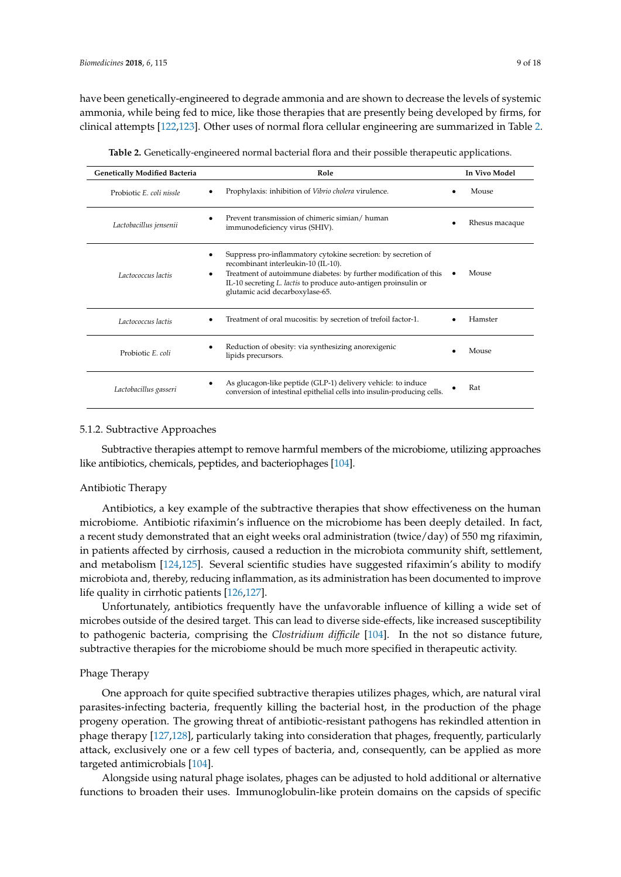have been genetically-engineered to degrade ammonia and are shown to decrease the levels of systemic ammonia, while being fed to mice, like those therapies that are presently being developed by firms, for clinical attempts [122,123]. Other uses of normal flora cellular engineering are summarized in Table 2.

**Table 2.** Genetically-engineered normal bacterial flora and their possible therapeutic applications.

| Genetically Modified Bacteria | Role | In Vivo Model |
|---|---|---|
| Probiotic *E. coli nissle* | • Prophylaxis: inhibition of *Vibrio cholera* virulence. | • Mouse |
| *Lactobacillus jensenii* | • Prevent transmission of chimeric simian/ human immunodeficiency virus (SHIV). | • Rhesus macaque |
| *Lactococcus lactis* | • Suppress pro-inflammatory cytokine secretion: by secretion of recombinant interleukin-10 (IL-10). <br> • Treatment of autoimmune diabetes: by further modification of this IL-10 secreting *L. lactis* to produce auto-antigen proinsulin or glutamic acid decarboxylase-65. | • Mouse |
| *Lactococcus lactis* | • Treatment of oral mucositis: by secretion of trefoil factor-1. | • Hamster |
| Probiotic *E. coli* | • Reduction of obesity: via synthesizing anorexigenic lipids precursors. | • Mouse |
| *Lactobacillus gasseri* | • As glucagon-like peptide (GLP-1) delivery vehicle: to induce conversion of intestinal epithelial cells into insulin-producing cells. | • Rat |

#### 5.1.2. Subtractive Approaches

Subtractive therapies attempt to remove harmful members of the microbiome, utilizing approaches like antibiotics, chemicals, peptides, and bacteriophages [104].

##### Antibiotic Therapy

Antibiotics, a key example of the subtractive therapies that show effectiveness on the human microbiome. Antibiotic rifaximin's influence on the microbiome has been deeply detailed. In fact, a recent study demonstrated that an eight weeks oral administration (twice/day) of 550 mg rifaximin, in patients affected by cirrhosis, caused a reduction in the microbiota community shift, settlement, and metabolism [124,125]. Several scientific studies have suggested rifaximin's ability to modify microbiota and, thereby, reducing inflammation, as its administration has been documented to improve life quality in cirrhotic patients [126,127].

Unfortunately, antibiotics frequently have the unfavorable influence of killing a wide set of microbes outside of the desired target. This can lead to diverse side-effects, like increased susceptibility to pathogenic bacteria, comprising the *Clostridium difficile* [104]. In the not so distance future, subtractive therapies for the microbiome should be much more specified in therapeutic activity.

##### Phage Therapy

One approach for quite specified subtractive therapies utilizes phages, which, are natural viral parasites-infecting bacteria, frequently killing the bacterial host, in the production of the phage progeny operation. The growing threat of antibiotic-resistant pathogens has rekindled attention in phage therapy [127,128], particularly taking into consideration that phages, frequently, particularly attack, exclusively one or a few cell types of bacteria, and, consequently, can be applied as more targeted antimicrobials [104].

Alongside using natural phage isolates, phages can be adjusted to hold additional or alternative functions to broaden their uses. Immunoglobulin-like protein domains on the capsids of specific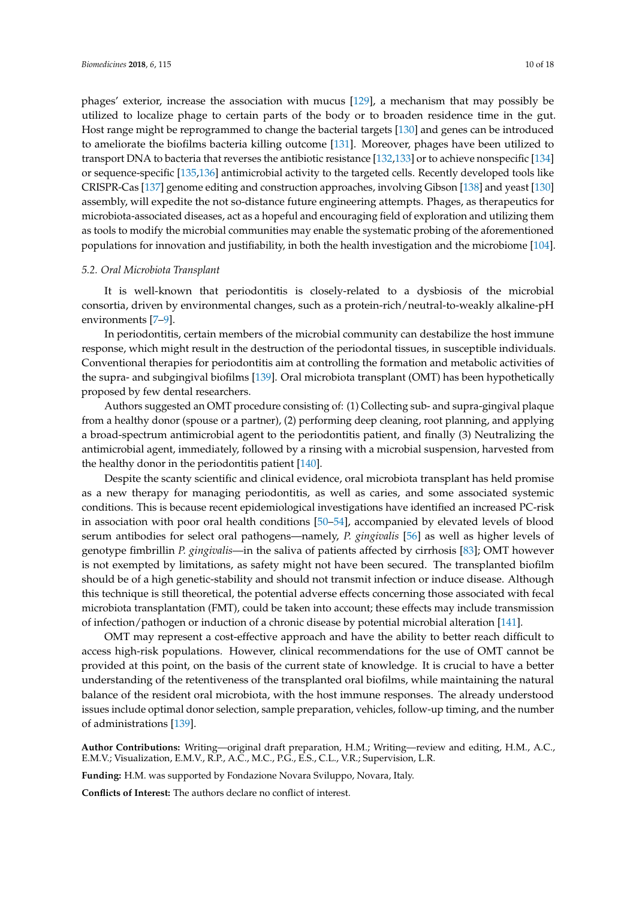phages' exterior, increase the association with mucus [129], a mechanism that may possibly be utilized to localize phage to certain parts of the body or to broaden residence time in the gut. Host range might be reprogrammed to change the bacterial targets [130] and genes can be introduced to ameliorate the biofilms bacteria killing outcome [131]. Moreover, phages have been utilized to transport DNA to bacteria that reverses the antibiotic resistance [132,133] or to achieve nonspecific [134] or sequence-specific [135,136] antimicrobial activity to the targeted cells. Recently developed tools like CRISPR-Cas [137] genome editing and construction approaches, involving Gibson [138] and yeast [130] assembly, will expedite the not so-distance future engineering attempts. Phages, as therapeutics for microbiota-associated diseases, act as a hopeful and encouraging field of exploration and utilizing them as tools to modify the microbial communities may enable the systematic probing of the aforementioned populations for innovation and justifiability, in both the health investigation and the microbiome [104].

### 5.2. Oral Microbiota Transplant

It is well-known that periodontitis is closely-related to a dysbiosis of the microbial consortia, driven by environmental changes, such as a protein-rich/neutral-to-weakly alkaline-pH environments [7–9].

In periodontitis, certain members of the microbial community can destabilize the host immune response, which might result in the destruction of the periodontal tissues, in susceptible individuals. Conventional therapies for periodontitis aim at controlling the formation and metabolic activities of the supra- and subgingival biofilms [139]. Oral microbiota transplant (OMT) has been hypothetically proposed by few dental researchers.

Authors suggested an OMT procedure consisting of: (1) Collecting sub- and supra-gingival plaque from a healthy donor (spouse or a partner), (2) performing deep cleaning, root planning, and applying a broad-spectrum antimicrobial agent to the periodontitis patient, and finally (3) Neutralizing the antimicrobial agent, immediately, followed by a rinsing with a microbial suspension, harvested from the healthy donor in the periodontitis patient [140].

Despite the scanty scientific and clinical evidence, oral microbiota transplant has held promise as a new therapy for managing periodontitis, as well as caries, and some associated systemic conditions. This is because recent epidemiological investigations have identified an increased PC-risk in association with poor oral health conditions [50–54], accompanied by elevated levels of blood serum antibodies for select oral pathogens—namely, *P. gingivalis* [56] as well as higher levels of genotype fimbrillin *P. gingivalis*—in the saliva of patients affected by cirrhosis [83]; OMT however is not exempted by limitations, as safety might not have been secured. The transplanted biofilm should be of a high genetic-stability and should not transmit infection or induce disease. Although this technique is still theoretical, the potential adverse effects concerning those associated with fecal microbiota transplantation (FMT), could be taken into account; these effects may include transmission of infection/pathogen or induction of a chronic disease by potential microbial alteration [141].

OMT may represent a cost-effective approach and have the ability to better reach difficult to access high-risk populations. However, clinical recommendations for the use of OMT cannot be provided at this point, on the basis of the current state of knowledge. It is crucial to have a better understanding of the retentiveness of the transplanted oral biofilms, while maintaining the natural balance of the resident oral microbiota, with the host immune responses. The already understood issues include optimal donor selection, sample preparation, vehicles, follow-up timing, and the number of administrations [139].

**Author Contributions:** Writing—original draft preparation, H.M.; Writing—review and editing, H.M., A.C., E.M.V.; Visualization, E.M.V., R.P., A.C., M.C., P.G., E.S., C.L., V.R.; Supervision, L.R.

**Funding:** H.M. was supported by Fondazione Novara Sviluppo, Novara, Italy.

**Conflicts of Interest:** The authors declare no conflict of interest.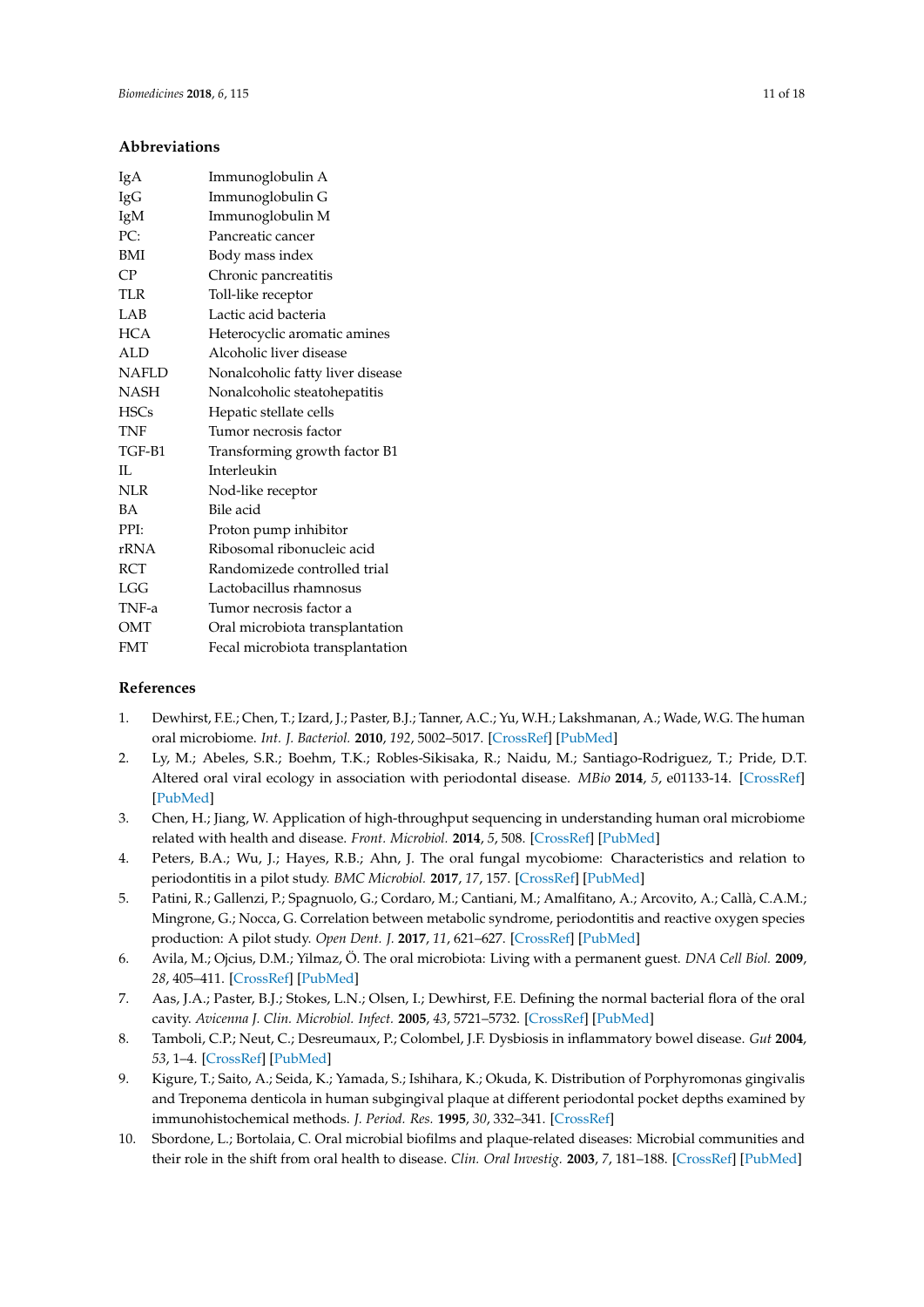## Abbreviations

| | |
|---|---|
| IgA | Immunoglobulin A |
| IgG | Immunoglobulin G |
| IgM | Immunoglobulin M |
| PC: | Pancreatic cancer |
| BMI | Body mass index |
| CP | Chronic pancreatitis |
| TLR | Toll-like receptor |
| LAB | Lactic acid bacteria |
| HCA | Heterocyclic aromatic amines |
| ALD | Alcoholic liver disease |
| NAFLD | Nonalcoholic fatty liver disease |
| NASH | Nonalcoholic steatohepatitis |
| HSCs | Hepatic stellate cells |
| TNF | Tumor necrosis factor |
| TGF-B1 | Transforming growth factor B1 |
| IL | Interleukin |
| NLR | Nod-like receptor |
| BA | Bile acid |
| PPI: | Proton pump inhibitor |
| rRNA | Ribosomal ribonucleic acid |
| RCT | Randomizede controlled trial |
| LGG | Lactobacillus rhamnosus |
| TNF-a | Tumor necrosis factor a |
| OMT | Oral microbiota transplantation |
| FMT | Fecal microbiota transplantation |

## References

1. Dewhirst, F.E.; Chen, T.; Izard, J.; Paster, B.J.; Tanner, A.C.; Yu, W.H.; Lakshmanan, A.; Wade, W.G. The human oral microbiome. *Int. J. Bacteriol.* **2010**, *192*, 5002–5017. [CrossRef] [PubMed]
2. Ly, M.; Abeles, S.R.; Boehm, T.K.; Robles-Sikisaka, R.; Naidu, M.; Santiago-Rodriguez, T.; Pride, D.T. Altered oral viral ecology in association with periodontal disease. *MBio* **2014**, *5*, e01133-14. [CrossRef] [PubMed]
3. Chen, H.; Jiang, W. Application of high-throughput sequencing in understanding human oral microbiome related with health and disease. *Front. Microbiol.* **2014**, *5*, 508. [CrossRef] [PubMed]
4. Peters, B.A.; Wu, J.; Hayes, R.B.; Ahn, J. The oral fungal mycobiome: Characteristics and relation to periodontitis in a pilot study. *BMC Microbiol.* **2017**, *17*, 157. [CrossRef] [PubMed]
5. Patini, R.; Gallenzi, P.; Spagnuolo, G.; Cordaro, M.; Cantiani, M.; Amalfitano, A.; Arcovito, A.; Callà, C.A.M.; Mingrone, G.; Nocca, G. Correlation between metabolic syndrome, periodontitis and reactive oxygen species production: A pilot study. *Open Dent. J.* **2017**, *11*, 621–627. [CrossRef] [PubMed]
6. Avila, M.; Ojcius, D.M.; Yilmaz, Ö. The oral microbiota: Living with a permanent guest. *DNA Cell Biol.* **2009**, *28*, 405–411. [CrossRef] [PubMed]
7. Aas, J.A.; Paster, B.J.; Stokes, L.N.; Olsen, I.; Dewhirst, F.E. Defining the normal bacterial flora of the oral cavity. *Avicenna J. Clin. Microbiol. Infect.* **2005**, *43*, 5721–5732. [CrossRef] [PubMed]
8. Tamboli, C.P.; Neut, C.; Desreumaux, P.; Colombel, J.F. Dysbiosis in inflammatory bowel disease. *Gut* **2004**, *53*, 1–4. [CrossRef] [PubMed]
9. Kigure, T.; Saito, A.; Seida, K.; Yamada, S.; Ishihara, K.; Okuda, K. Distribution of Porphyromonas gingivalis and Treponema denticola in human subgingival plaque at different periodontal pocket depths examined by immunohistochemical methods. *J. Period. Res.* **1995**, *30*, 332–341. [CrossRef]
10. Sbordone, L.; Bortolaia, C. Oral microbial biofilms and plaque-related diseases: Microbial communities and their role in the shift from oral health to disease. *Clin. Oral Investig.* **2003**, *7*, 181–188. [CrossRef] [PubMed]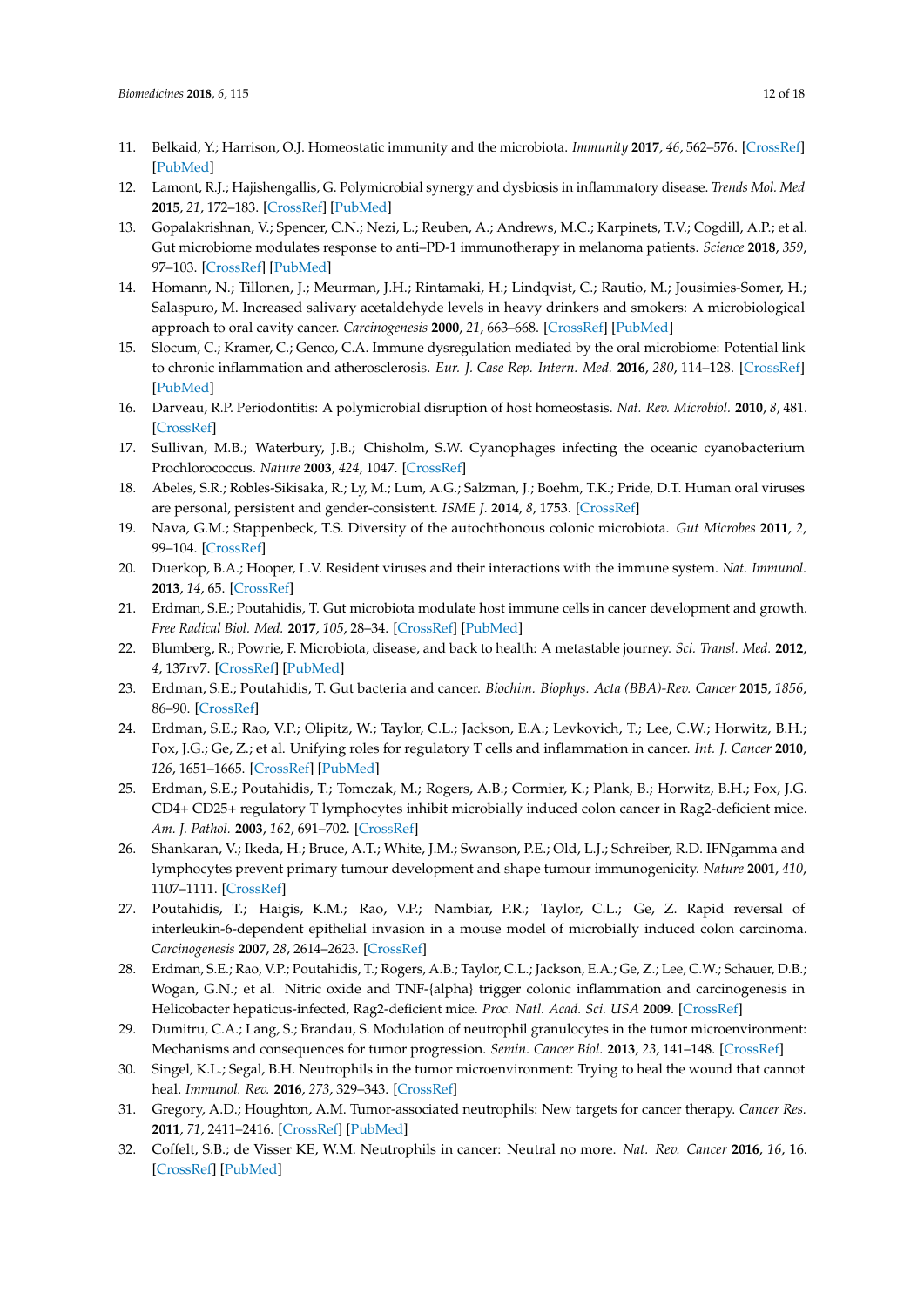11. Belkaid, Y.; Harrison, O.J. Homeostatic immunity and the microbiota. *Immunity* **2017**, *46*, 562–576. [CrossRef] [PubMed]
12. Lamont, R.J.; Hajishengallis, G. Polymicrobial synergy and dysbiosis in inflammatory disease. *Trends Mol. Med* **2015**, *21*, 172–183. [CrossRef] [PubMed]
13. Gopalakrishnan, V.; Spencer, C.N.; Nezi, L.; Reuben, A.; Andrews, M.C.; Karpinets, T.V.; Cogdill, A.P.; et al. Gut microbiome modulates response to anti–PD-1 immunotherapy in melanoma patients. *Science* **2018**, *359*, 97–103. [CrossRef] [PubMed]
14. Homann, N.; Tillonen, J.; Meurman, J.H.; Rintamaki, H.; Lindqvist, C.; Rautio, M.; Jousimies-Somer, H.; Salaspuro, M. Increased salivary acetaldehyde levels in heavy drinkers and smokers: A microbiological approach to oral cavity cancer. *Carcinogenesis* **2000**, *21*, 663–668. [CrossRef] [PubMed]
15. Slocum, C.; Kramer, C.; Genco, C.A. Immune dysregulation mediated by the oral microbiome: Potential link to chronic inflammation and atherosclerosis. *Eur. J. Case Rep. Intern. Med.* **2016**, *280*, 114–128. [CrossRef] [PubMed]
16. Darveau, R.P. Periodontitis: A polymicrobial disruption of host homeostasis. *Nat. Rev. Microbiol.* **2010**, *8*, 481. [CrossRef]
17. Sullivan, M.B.; Waterbury, J.B.; Chisholm, S.W. Cyanophages infecting the oceanic cyanobacterium Prochlorococcus. *Nature* **2003**, *424*, 1047. [CrossRef]
18. Abeles, S.R.; Robles-Sikisaka, R.; Ly, M.; Lum, A.G.; Salzman, J.; Boehm, T.K.; Pride, D.T. Human oral viruses are personal, persistent and gender-consistent. *ISME J.* **2014**, *8*, 1753. [CrossRef]
19. Nava, G.M.; Stappenbeck, T.S. Diversity of the autochthonous colonic microbiota. *Gut Microbes* **2011**, *2*, 99–104. [CrossRef]
20. Duerkop, B.A.; Hooper, L.V. Resident viruses and their interactions with the immune system. *Nat. Immunol.* **2013**, *14*, 65. [CrossRef]
21. Erdman, S.E.; Poutahidis, T. Gut microbiota modulate host immune cells in cancer development and growth. *Free Radical Biol. Med.* **2017**, *105*, 28–34. [CrossRef] [PubMed]
22. Blumberg, R.; Powrie, F. Microbiota, disease, and back to health: A metastable journey. *Sci. Transl. Med.* **2012**, *4*, 137rv7. [CrossRef] [PubMed]
23. Erdman, S.E.; Poutahidis, T. Gut bacteria and cancer. *Biochim. Biophys. Acta (BBA)-Rev. Cancer* **2015**, *1856*, 86–90. [CrossRef]
24. Erdman, S.E.; Rao, V.P.; Olipitz, W.; Taylor, C.L.; Jackson, E.A.; Levkovich, T.; Lee, C.W.; Horwitz, B.H.; Fox, J.G.; Ge, Z.; et al. Unifying roles for regulatory T cells and inflammation in cancer. *Int. J. Cancer* **2010**, *126*, 1651–1665. [CrossRef] [PubMed]
25. Erdman, S.E.; Poutahidis, T.; Tomczak, M.; Rogers, A.B.; Cormier, K.; Plank, B.; Horwitz, B.H.; Fox, J.G. CD4+ CD25+ regulatory T lymphocytes inhibit microbially induced colon cancer in Rag2-deficient mice. *Am. J. Pathol.* **2003**, *162*, 691–702. [CrossRef]
26. Shankaran, V.; Ikeda, H.; Bruce, A.T.; White, J.M.; Swanson, P.E.; Old, L.J.; Schreiber, R.D. IFNgamma and lymphocytes prevent primary tumour development and shape tumour immunogenicity. *Nature* **2001**, *410*, 1107–1111. [CrossRef]
27. Poutahidis, T.; Haigis, K.M.; Rao, V.P.; Nambiar, P.R.; Taylor, C.L.; Ge, Z. Rapid reversal of interleukin-6-dependent epithelial invasion in a mouse model of microbially induced colon carcinoma. *Carcinogenesis* **2007**, *28*, 2614–2623. [CrossRef]
28. Erdman, S.E.; Rao, V.P.; Poutahidis, T.; Rogers, A.B.; Taylor, C.L.; Jackson, E.A.; Ge, Z.; Lee, C.W.; Schauer, D.B.; Wogan, G.N.; et al. Nitric oxide and TNF-{alpha} trigger colonic inflammation and carcinogenesis in Helicobacter hepaticus-infected, Rag2-deficient mice. *Proc. Natl. Acad. Sci. USA* **2009**. [CrossRef]
29. Dumitru, C.A.; Lang, S.; Brandau, S. Modulation of neutrophil granulocytes in the tumor microenvironment: Mechanisms and consequences for tumor progression. *Semin. Cancer Biol.* **2013**, *23*, 141–148. [CrossRef]
30. Singel, K.L.; Segal, B.H. Neutrophils in the tumor microenvironment: Trying to heal the wound that cannot heal. *Immunol. Rev.* **2016**, *273*, 329–343. [CrossRef]
31. Gregory, A.D.; Houghton, A.M. Tumor-associated neutrophils: New targets for cancer therapy. *Cancer Res.* **2011**, *71*, 2411–2416. [CrossRef] [PubMed]
32. Coffelt, S.B.; de Visser KE, W.M. Neutrophils in cancer: Neutral no more. *Nat. Rev. Cancer* **2016**, *16*, 16. [CrossRef] [PubMed]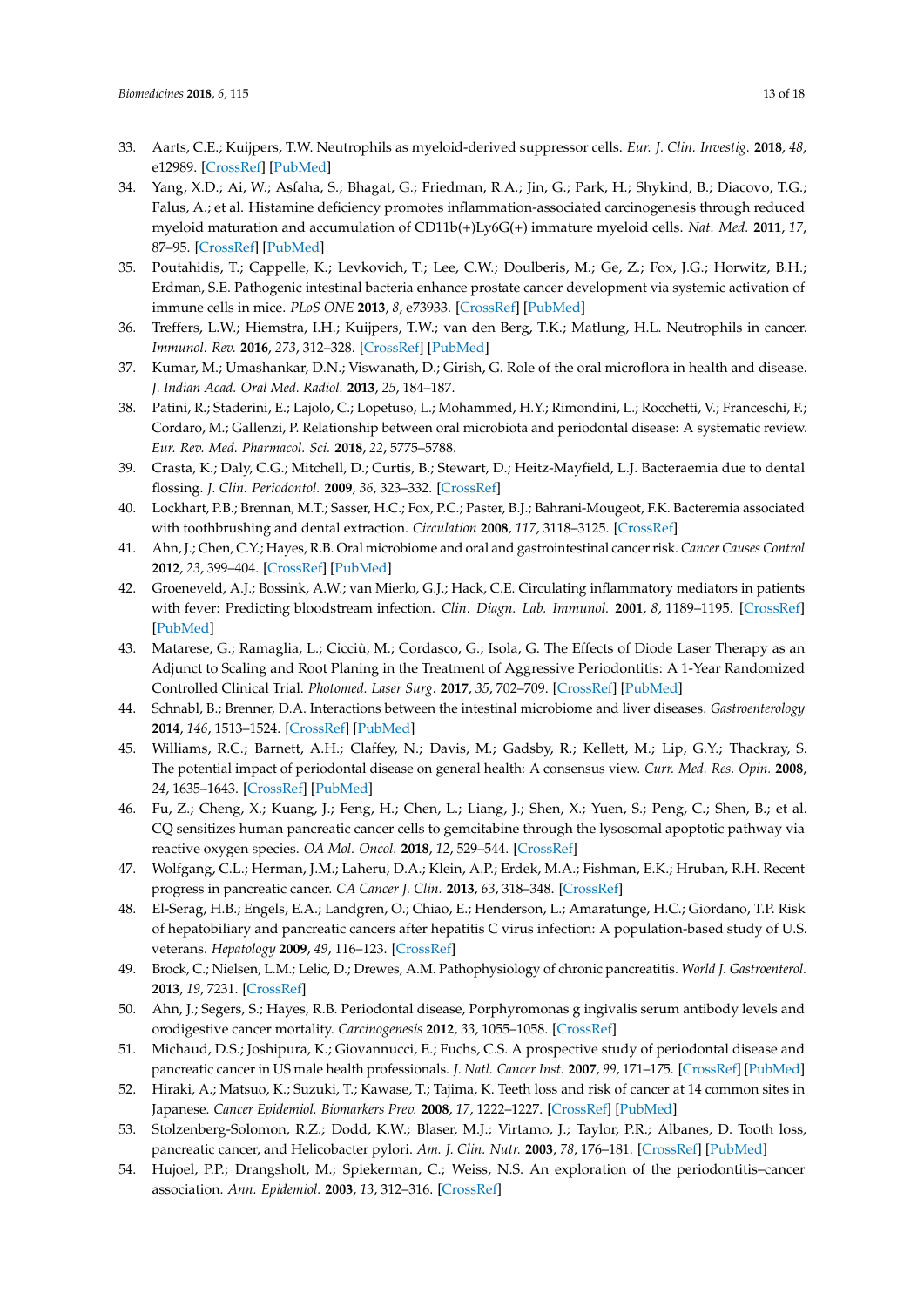33. Aarts, C.E.; Kuijpers, T.W. Neutrophils as myeloid-derived suppressor cells. *Eur. J. Clin. Investig.* **2018**, *48*, e12989. [CrossRef] [PubMed]
34. Yang, X.D.; Ai, W.; Asfaha, S.; Bhagat, G.; Friedman, R.A.; Jin, G.; Park, H.; Shykind, B.; Diacovo, T.G.; Falus, A.; et al. Histamine deficiency promotes inflammation-associated carcinogenesis through reduced myeloid maturation and accumulation of CD11b(+)Ly6G(+) immature myeloid cells. *Nat. Med.* **2011**, *17*, 87–95. [CrossRef] [PubMed]
35. Poutahidis, T.; Cappelle, K.; Levkovich, T.; Lee, C.W.; Doulberis, M.; Ge, Z.; Fox, J.G.; Horwitz, B.H.; Erdman, S.E. Pathogenic intestinal bacteria enhance prostate cancer development via systemic activation of immune cells in mice. *PLoS ONE* **2013**, *8*, e73933. [CrossRef] [PubMed]
36. Treffers, L.W.; Hiemstra, I.H.; Kuijpers, T.W.; van den Berg, T.K.; Matlung, H.L. Neutrophils in cancer. *Immunol. Rev.* **2016**, *273*, 312–328. [CrossRef] [PubMed]
37. Kumar, M.; Umashankar, D.N.; Viswanath, D.; Girish, G. Role of the oral microflora in health and disease. *J. Indian Acad. Oral Med. Radiol.* **2013**, *25*, 184–187.
38. Patini, R.; Staderini, E.; Lajolo, C.; Lopetuso, L.; Mohammed, H.Y.; Rimondini, L.; Rocchetti, V.; Franceschi, F.; Cordaro, M.; Gallenzi, P. Relationship between oral microbiota and periodontal disease: A systematic review. *Eur. Rev. Med. Pharmacol. Sci.* **2018**, *22*, 5775–5788.
39. Crasta, K.; Daly, C.G.; Mitchell, D.; Curtis, B.; Stewart, D.; Heitz-Mayfield, L.J. Bacteraemia due to dental flossing. *J. Clin. Periodontol.* **2009**, *36*, 323–332. [CrossRef]
40. Lockhart, P.B.; Brennan, M.T.; Sasser, H.C.; Fox, P.C.; Paster, B.J.; Bahrani-Mougeot, F.K. Bacteremia associated with toothbrushing and dental extraction. *Circulation* **2008**, *117*, 3118–3125. [CrossRef]
41. Ahn, J.; Chen, C.Y.; Hayes, R.B. Oral microbiome and oral and gastrointestinal cancer risk. *Cancer Causes Control* **2012**, *23*, 399–404. [CrossRef] [PubMed]
42. Groeneveld, A.J.; Bossink, A.W.; van Mierlo, G.J.; Hack, C.E. Circulating inflammatory mediators in patients with fever: Predicting bloodstream infection. *Clin. Diagn. Lab. Immunol.* **2001**, *8*, 1189–1195. [CrossRef] [PubMed]
43. Matarese, G.; Ramaglia, L.; Cicciù, M.; Cordasco, G.; Isola, G. The Effects of Diode Laser Therapy as an Adjunct to Scaling and Root Planing in the Treatment of Aggressive Periodontitis: A 1-Year Randomized Controlled Clinical Trial. *Photomed. Laser Surg.* **2017**, *35*, 702–709. [CrossRef] [PubMed]
44. Schnabl, B.; Brenner, D.A. Interactions between the intestinal microbiome and liver diseases. *Gastroenterology* **2014**, *146*, 1513–1524. [CrossRef] [PubMed]
45. Williams, R.C.; Barnett, A.H.; Claffey, N.; Davis, M.; Gadsby, R.; Kellett, M.; Lip, G.Y.; Thackray, S. The potential impact of periodontal disease on general health: A consensus view. *Curr. Med. Res. Opin.* **2008**, *24*, 1635–1643. [CrossRef] [PubMed]
46. Fu, Z.; Cheng, X.; Kuang, J.; Feng, H.; Chen, L.; Liang, J.; Shen, X.; Yuen, S.; Peng, C.; Shen, B.; et al. CQ sensitizes human pancreatic cancer cells to gemcitabine through the lysosomal apoptotic pathway via reactive oxygen species. *OA Mol. Oncol.* **2018**, *12*, 529–544. [CrossRef]
47. Wolfgang, C.L.; Herman, J.M.; Laheru, D.A.; Klein, A.P.; Erdek, M.A.; Fishman, E.K.; Hruban, R.H. Recent progress in pancreatic cancer. *CA Cancer J. Clin.* **2013**, *63*, 318–348. [CrossRef]
48. El-Serag, H.B.; Engels, E.A.; Landgren, O.; Chiao, E.; Henderson, L.; Amaratunge, H.C.; Giordano, T.P. Risk of hepatobiliary and pancreatic cancers after hepatitis C virus infection: A population-based study of U.S. veterans. *Hepatology* **2009**, *49*, 116–123. [CrossRef]
49. Brock, C.; Nielsen, L.M.; Lelic, D.; Drewes, A.M. Pathophysiology of chronic pancreatitis. *World J. Gastroenterol.* **2013**, *19*, 7231. [CrossRef]
50. Ahn, J.; Segers, S.; Hayes, R.B. Periodontal disease, Porphyromonas g ingivalis serum antibody levels and orodigestive cancer mortality. *Carcinogenesis* **2012**, *33*, 1055–1058. [CrossRef]
51. Michaud, D.S.; Joshipura, K.; Giovannucci, E.; Fuchs, C.S. A prospective study of periodontal disease and pancreatic cancer in US male health professionals. *J. Natl. Cancer Inst.* **2007**, *99*, 171–175. [CrossRef] [PubMed]
52. Hiraki, A.; Matsuo, K.; Suzuki, T.; Kawase, T.; Tajima, K. Teeth loss and risk of cancer at 14 common sites in Japanese. *Cancer Epidemiol. Biomarkers Prev.* **2008**, *17*, 1222–1227. [CrossRef] [PubMed]
53. Stolzenberg-Solomon, R.Z.; Dodd, K.W.; Blaser, M.J.; Virtamo, J.; Taylor, P.R.; Albanes, D. Tooth loss, pancreatic cancer, and Helicobacter pylori. *Am. J. Clin. Nutr.* **2003**, *78*, 176–181. [CrossRef] [PubMed]
54. Hujoel, P.P.; Drangsholt, M.; Spiekerman, C.; Weiss, N.S. An exploration of the periodontitis–cancer association. *Ann. Epidemiol.* **2003**, *13*, 312–316. [CrossRef]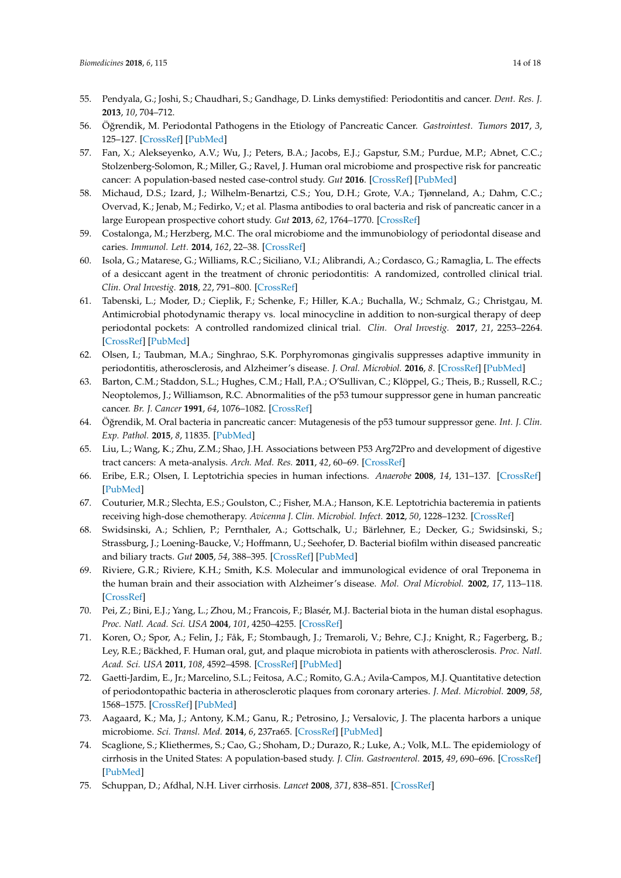55. Pendyala, G.; Joshi, S.; Chaudhari, S.; Gandhage, D. Links demystified: Periodontitis and cancer. *Dent. Res. J.* **2013**, *10*, 704–712.
56. Öğrendik, M. Periodontal Pathogens in the Etiology of Pancreatic Cancer. *Gastrointest. Tumors* **2017**, *3*, 125–127. [CrossRef] [PubMed]
57. Fan, X.; Alekseyenko, A.V.; Wu, J.; Peters, B.A.; Jacobs, E.J.; Gapstur, S.M.; Purdue, M.P.; Abnet, C.C.; Stolzenberg-Solomon, R.; Miller, G.; Ravel, J. Human oral microbiome and prospective risk for pancreatic cancer: A population-based nested case-control study. *Gut* **2016**. [CrossRef] [PubMed]
58. Michaud, D.S.; Izard, J.; Wilhelm-Benartzi, C.S.; You, D.H.; Grote, V.A.; Tjønneland, A.; Dahm, C.C.; Overvad, K.; Jenab, M.; Fedirko, V.; et al. Plasma antibodies to oral bacteria and risk of pancreatic cancer in a large European prospective cohort study. *Gut* **2013**, *62*, 1764–1770. [CrossRef]
59. Costalonga, M.; Herzberg, M.C. The oral microbiome and the immunobiology of periodontal disease and caries. *Immunol. Lett.* **2014**, *162*, 22–38. [CrossRef]
60. Isola, G.; Matarese, G.; Williams, R.C.; Siciliano, V.I.; Alibrandi, A.; Cordasco, G.; Ramaglia, L. The effects of a desiccant agent in the treatment of chronic periodontitis: A randomized, controlled clinical trial. *Clin. Oral Investig.* **2018**, *22*, 791–800. [CrossRef]
61. Tabenski, L.; Moder, D.; Cieplik, F.; Schenke, F.; Hiller, K.A.; Buchalla, W.; Schmalz, G.; Christgau, M. Antimicrobial photodynamic therapy vs. local minocycline in addition to non-surgical therapy of deep periodontal pockets: A controlled randomized clinical trial. *Clin. Oral Investig.* **2017**, *21*, 2253–2264. [CrossRef] [PubMed]
62. Olsen, I.; Taubman, M.A.; Singhrao, S.K. Porphyromonas gingivalis suppresses adaptive immunity in periodontitis, atherosclerosis, and Alzheimer's disease. *J. Oral. Microbiol.* **2016**, *8*. [CrossRef] [PubMed]
63. Barton, C.M.; Staddon, S.L.; Hughes, C.M.; Hall, P.A.; O'Sullivan, C.; Klöppel, G.; Theis, B.; Russell, R.C.; Neoptolemos, J.; Williamson, R.C. Abnormalities of the p53 tumour suppressor gene in human pancreatic cancer. *Br. J. Cancer* **1991**, *64*, 1076–1082. [CrossRef]
64. Öğrendik, M. Oral bacteria in pancreatic cancer: Mutagenesis of the p53 tumour suppressor gene. *Int. J. Clin. Exp. Pathol.* **2015**, *8*, 11835. [PubMed]
65. Liu, L.; Wang, K.; Zhu, Z.M.; Shao, J.H. Associations between P53 Arg72Pro and development of digestive tract cancers: A meta-analysis. *Arch. Med. Res.* **2011**, *42*, 60–69. [CrossRef]
66. Eribe, E.R.; Olsen, I. Leptotrichia species in human infections. *Anaerobe* **2008**, *14*, 131–137. [CrossRef] [PubMed]
67. Couturier, M.R.; Slechta, E.S.; Goulston, C.; Fisher, M.A.; Hanson, K.E. Leptotrichia bacteremia in patients receiving high-dose chemotherapy. *Avicenna J. Clin. Microbiol. Infect.* **2012**, *50*, 1228–1232. [CrossRef]
68. Swidsinski, A.; Schlien, P.; Pernthaler, A.; Gottschalk, U.; Bärlehner, E.; Decker, G.; Swidsinski, S.; Strassburg, J.; Loening-Baucke, V.; Hoffmann, U.; Seehofer, D. Bacterial biofilm within diseased pancreatic and biliary tracts. *Gut* **2005**, *54*, 388–395. [CrossRef] [PubMed]
69. Riviere, G.R.; Riviere, K.H.; Smith, K.S. Molecular and immunological evidence of oral Treponema in the human brain and their association with Alzheimer's disease. *Mol. Oral Microbiol.* **2002**, *17*, 113–118. [CrossRef]
70. Pei, Z.; Bini, E.J.; Yang, L.; Zhou, M.; Francois, F.; Blasér, M.J. Bacterial biota in the human distal esophagus. *Proc. Natl. Acad. Sci. USA* **2004**, *101*, 4250–4255. [CrossRef]
71. Koren, O.; Spor, A.; Felin, J.; Fåk, F.; Stombaugh, J.; Tremaroli, V.; Behre, C.J.; Knight, R.; Fagerberg, B.; Ley, R.E.; Bäckhed, F. Human oral, gut, and plaque microbiota in patients with atherosclerosis. *Proc. Natl. Acad. Sci. USA* **2011**, *108*, 4592–4598. [CrossRef] [PubMed]
72. Gaetti-Jardim, E., Jr.; Marcelino, S.L.; Feitosa, A.C.; Romito, G.A.; Avila-Campos, M.J. Quantitative detection of periodontopathic bacteria in atherosclerotic plaques from coronary arteries. *J. Med. Microbiol.* **2009**, *58*, 1568–1575. [CrossRef] [PubMed]
73. Aagaard, K.; Ma, J.; Antony, K.M.; Ganu, R.; Petrosino, J.; Versalovic, J. The placenta harbors a unique microbiome. *Sci. Transl. Med.* **2014**, *6*, 237ra65. [CrossRef] [PubMed]
74. Scaglione, S.; Kliethermes, S.; Cao, G.; Shoham, D.; Durazo, R.; Luke, A.; Volk, M.L. The epidemiology of cirrhosis in the United States: A population-based study. *J. Clin. Gastroenterol.* **2015**, *49*, 690–696. [CrossRef] [PubMed]
75. Schuppan, D.; Afdhal, N.H. Liver cirrhosis. *Lancet* **2008**, *371*, 838–851. [CrossRef]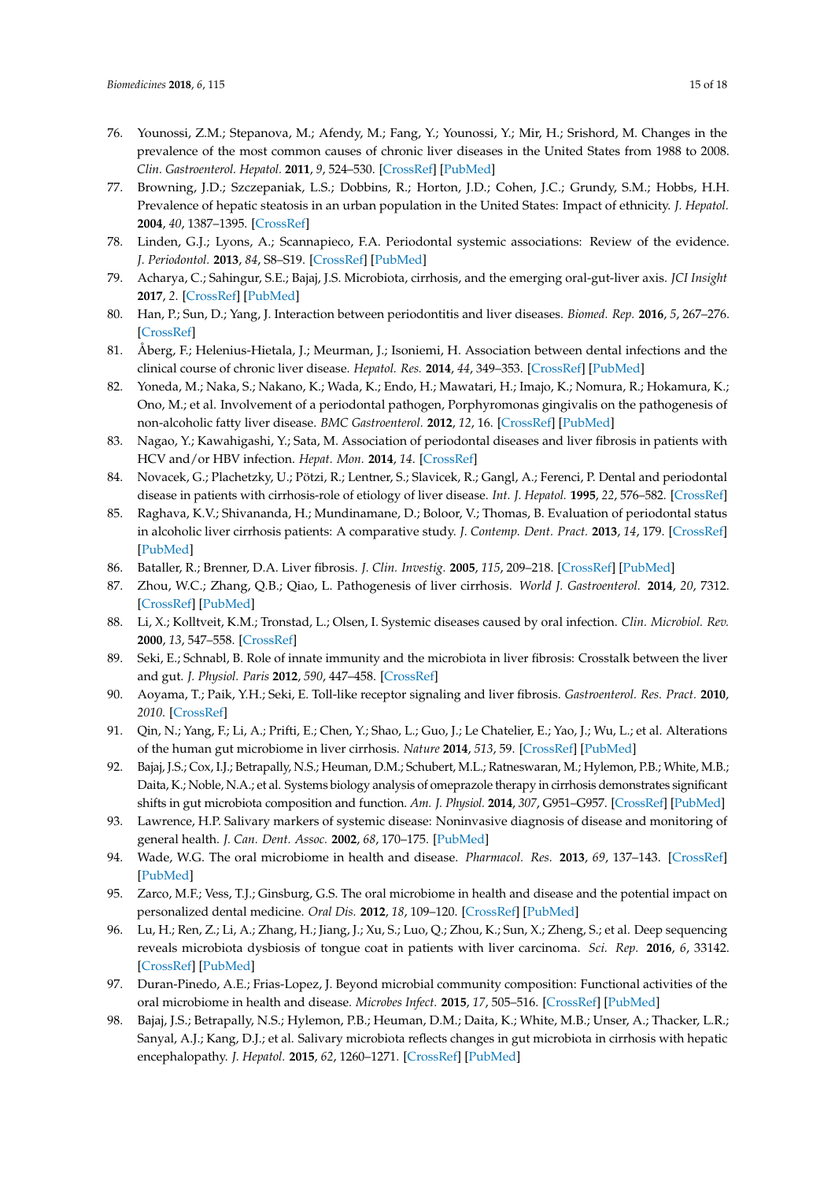76. Younossi, Z.M.; Stepanova, M.; Afendy, M.; Fang, Y.; Younossi, Y.; Mir, H.; Srishord, M. Changes in the prevalence of the most common causes of chronic liver diseases in the United States from 1988 to 2008. *Clin. Gastroenterol. Hepatol.* **2011**, *9*, 524–530. [CrossRef] [PubMed]
77. Browning, J.D.; Szczepaniak, L.S.; Dobbins, R.; Horton, J.D.; Cohen, J.C.; Grundy, S.M.; Hobbs, H.H. Prevalence of hepatic steatosis in an urban population in the United States: Impact of ethnicity. *J. Hepatol.* **2004**, *40*, 1387–1395. [CrossRef]
78. Linden, G.J.; Lyons, A.; Scannapieco, F.A. Periodontal systemic associations: Review of the evidence. *J. Periodontol.* **2013**, *84*, S8–S19. [CrossRef] [PubMed]
79. Acharya, C.; Sahingur, S.E.; Bajaj, J.S. Microbiota, cirrhosis, and the emerging oral-gut-liver axis. *JCI Insight* **2017**, *2*. [CrossRef] [PubMed]
80. Han, P.; Sun, D.; Yang, J. Interaction between periodontitis and liver diseases. *Biomed. Rep.* **2016**, *5*, 267–276. [CrossRef]
81. Åberg, F.; Helenius-Hietala, J.; Meurman, J.; Isoniemi, H. Association between dental infections and the clinical course of chronic liver disease. *Hepatol. Res.* **2014**, *44*, 349–353. [CrossRef] [PubMed]
82. Yoneda, M.; Naka, S.; Nakano, K.; Wada, K.; Endo, H.; Mawatari, H.; Imajo, K.; Nomura, R.; Hokamura, K.; Ono, M.; et al. Involvement of a periodontal pathogen, Porphyromonas gingivalis on the pathogenesis of non-alcoholic fatty liver disease. *BMC Gastroenterol.* **2012**, *12*, 16. [CrossRef] [PubMed]
83. Nagao, Y.; Kawahigashi, Y.; Sata, M. Association of periodontal diseases and liver fibrosis in patients with HCV and/or HBV infection. *Hepat. Mon.* **2014**, *14*. [CrossRef]
84. Novacek, G.; Plachetzky, U.; Pötzi, R.; Lentner, S.; Slavicek, R.; Gangl, A.; Ferenci, P. Dental and periodontal disease in patients with cirrhosis-role of etiology of liver disease. *Int. J. Hepatol.* **1995**, *22*, 576–582. [CrossRef]
85. Raghava, K.V.; Shivananda, H.; Mundinamane, D.; Boloor, V.; Thomas, B. Evaluation of periodontal status in alcoholic liver cirrhosis patients: A comparative study. *J. Contemp. Dent. Pract.* **2013**, *14*, 179. [CrossRef] [PubMed]
86. Bataller, R.; Brenner, D.A. Liver fibrosis. *J. Clin. Investig.* **2005**, *115*, 209–218. [CrossRef] [PubMed]
87. Zhou, W.C.; Zhang, Q.B.; Qiao, L. Pathogenesis of liver cirrhosis. *World J. Gastroenterol.* **2014**, *20*, 7312. [CrossRef] [PubMed]
88. Li, X.; Kolltveit, K.M.; Tronstad, L.; Olsen, I. Systemic diseases caused by oral infection. *Clin. Microbiol. Rev.* **2000**, *13*, 547–558. [CrossRef]
89. Seki, E.; Schnabl, B. Role of innate immunity and the microbiota in liver fibrosis: Crosstalk between the liver and gut. *J. Physiol. Paris* **2012**, *590*, 447–458. [CrossRef]
90. Aoyama, T.; Paik, Y.H.; Seki, E. Toll-like receptor signaling and liver fibrosis. *Gastroenterol. Res. Pract.* **2010**, *2010*. [CrossRef]
91. Qin, N.; Yang, F.; Li, A.; Prifti, E.; Chen, Y.; Shao, L.; Guo, J.; Le Chatelier, E.; Yao, J.; Wu, L.; et al. Alterations of the human gut microbiome in liver cirrhosis. *Nature* **2014**, *513*, 59. [CrossRef] [PubMed]
92. Bajaj, J.S.; Cox, I.J.; Betrapally, N.S.; Heuman, D.M.; Schubert, M.L.; Ratneswaran, M.; Hylemon, P.B.; White, M.B.; Daita, K.; Noble, N.A.; et al. Systems biology analysis of omeprazole therapy in cirrhosis demonstrates significant shifts in gut microbiota composition and function. *Am. J. Physiol.* **2014**, *307*, G951–G957. [CrossRef] [PubMed]
93. Lawrence, H.P. Salivary markers of systemic disease: Noninvasive diagnosis of disease and monitoring of general health. *J. Can. Dent. Assoc.* **2002**, *68*, 170–175. [PubMed]
94. Wade, W.G. The oral microbiome in health and disease. *Pharmacol. Res.* **2013**, *69*, 137–143. [CrossRef] [PubMed]
95. Zarco, M.F.; Vess, T.J.; Ginsburg, G.S. The oral microbiome in health and disease and the potential impact on personalized dental medicine. *Oral Dis.* **2012**, *18*, 109–120. [CrossRef] [PubMed]
96. Lu, H.; Ren, Z.; Li, A.; Zhang, H.; Jiang, J.; Xu, S.; Luo, Q.; Zhou, K.; Sun, X.; Zheng, S.; et al. Deep sequencing reveals microbiota dysbiosis of tongue coat in patients with liver carcinoma. *Sci. Rep.* **2016**, *6*, 33142. [CrossRef] [PubMed]
97. Duran-Pinedo, A.E.; Frias-Lopez, J. Beyond microbial community composition: Functional activities of the oral microbiome in health and disease. *Microbes Infect.* **2015**, *17*, 505–516. [CrossRef] [PubMed]
98. Bajaj, J.S.; Betrapally, N.S.; Hylemon, P.B.; Heuman, D.M.; Daita, K.; White, M.B.; Unser, A.; Thacker, L.R.; Sanyal, A.J.; Kang, D.J.; et al. Salivary microbiota reflects changes in gut microbiota in cirrhosis with hepatic encephalopathy. *J. Hepatol.* **2015**, *62*, 1260–1271. [CrossRef] [PubMed]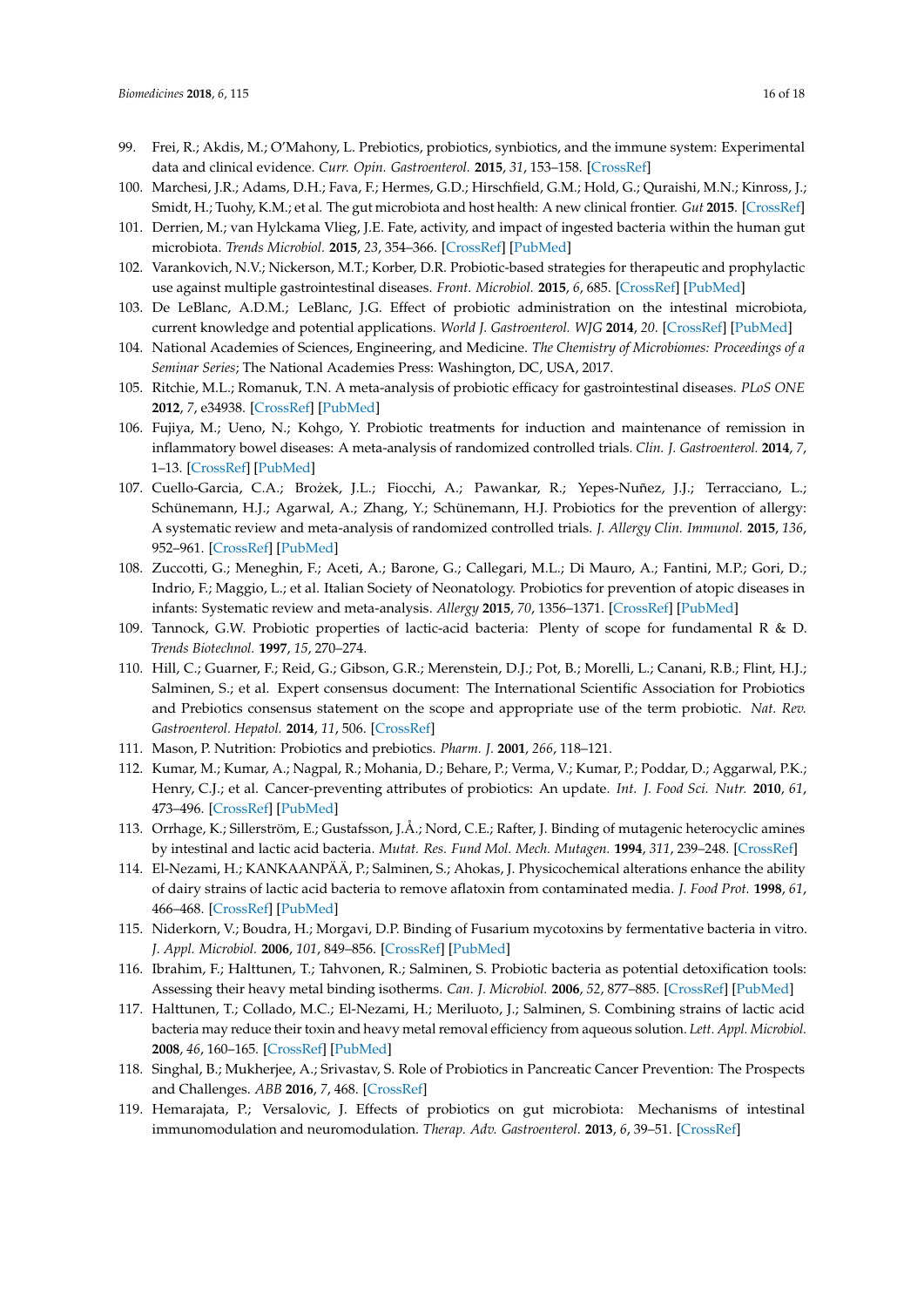99. Frei, R.; Akdis, M.; O'Mahony, L. Prebiotics, probiotics, synbiotics, and the immune system: Experimental data and clinical evidence. *Curr. Opin. Gastroenterol.* **2015**, *31*, 153–158. [CrossRef]
100. Marchesi, J.R.; Adams, D.H.; Fava, F.; Hermes, G.D.; Hirschfield, G.M.; Hold, G.; Quraishi, M.N.; Kinross, J.; Smidt, H.; Tuohy, K.M.; et al. The gut microbiota and host health: A new clinical frontier. *Gut* **2015**. [CrossRef]
101. Derrien, M.; van Hylckama Vlieg, J.E. Fate, activity, and impact of ingested bacteria within the human gut microbiota. *Trends Microbiol.* **2015**, *23*, 354–366. [CrossRef] [PubMed]
102. Varankovich, N.V.; Nickerson, M.T.; Korber, D.R. Probiotic-based strategies for therapeutic and prophylactic use against multiple gastrointestinal diseases. *Front. Microbiol.* **2015**, *6*, 685. [CrossRef] [PubMed]
103. De LeBlanc, A.D.M.; LeBlanc, J.G. Effect of probiotic administration on the intestinal microbiota, current knowledge and potential applications. *World J. Gastroenterol. WJG* **2014**, *20*. [CrossRef] [PubMed]
104. National Academies of Sciences, Engineering, and Medicine. *The Chemistry of Microbiomes: Proceedings of a Seminar Series*; The National Academies Press: Washington, DC, USA, 2017.
105. Ritchie, M.L.; Romanuk, T.N. A meta-analysis of probiotic efficacy for gastrointestinal diseases. *PLoS ONE* **2012**, *7*, e34938. [CrossRef] [PubMed]
106. Fujiya, M.; Ueno, N.; Kohgo, Y. Probiotic treatments for induction and maintenance of remission in inflammatory bowel diseases: A meta-analysis of randomized controlled trials. *Clin. J. Gastroenterol.* **2014**, *7*, 1–13. [CrossRef] [PubMed]
107. Cuello-Garcia, C.A.; Brożek, J.L.; Fiocchi, A.; Pawankar, R.; Yepes-Nuñez, J.J.; Terracciano, L.; Schünemann, H.J.; Agarwal, A.; Zhang, Y.; Schünemann, H.J. Probiotics for the prevention of allergy: A systematic review and meta-analysis of randomized controlled trials. *J. Allergy Clin. Immunol.* **2015**, *136*, 952–961. [CrossRef] [PubMed]
108. Zuccotti, G.; Meneghin, F.; Aceti, A.; Barone, G.; Callegari, M.L.; Di Mauro, A.; Fantini, M.P.; Gori, D.; Indrio, F.; Maggio, L.; et al. Italian Society of Neonatology. Probiotics for prevention of atopic diseases in infants: Systematic review and meta-analysis. *Allergy* **2015**, *70*, 1356–1371. [CrossRef] [PubMed]
109. Tannock, G.W. Probiotic properties of lactic-acid bacteria: Plenty of scope for fundamental R & D. *Trends Biotechnol.* **1997**, *15*, 270–274.
110. Hill, C.; Guarner, F.; Reid, G.; Gibson, G.R.; Merenstein, D.J.; Pot, B.; Morelli, L.; Canani, R.B.; Flint, H.J.; Salminen, S.; et al. Expert consensus document: The International Scientific Association for Probiotics and Prebiotics consensus statement on the scope and appropriate use of the term probiotic. *Nat. Rev. Gastroenterol. Hepatol.* **2014**, *11*, 506. [CrossRef]
111. Mason, P. Nutrition: Probiotics and prebiotics. *Pharm. J.* **2001**, *266*, 118–121.
112. Kumar, M.; Kumar, A.; Nagpal, R.; Mohania, D.; Behare, P.; Verma, V.; Kumar, P.; Poddar, D.; Aggarwal, P.K.; Henry, C.J.; et al. Cancer-preventing attributes of probiotics: An update. *Int. J. Food Sci. Nutr.* **2010**, *61*, 473–496. [CrossRef] [PubMed]
113. Orrhage, K.; Sillerström, E.; Gustafsson, J.Å.; Nord, C.E.; Rafter, J. Binding of mutagenic heterocyclic amines by intestinal and lactic acid bacteria. *Mutat. Res. Fund Mol. Mech. Mutagen.* **1994**, *311*, 239–248. [CrossRef]
114. El-Nezami, H.; KANKAANPÄÄ, P.; Salminen, S.; Ahokas, J. Physicochemical alterations enhance the ability of dairy strains of lactic acid bacteria to remove aflatoxin from contaminated media. *J. Food Prot.* **1998**, *61*, 466–468. [CrossRef] [PubMed]
115. Niderkorn, V.; Boudra, H.; Morgavi, D.P. Binding of Fusarium mycotoxins by fermentative bacteria in vitro. *J. Appl. Microbiol.* **2006**, *101*, 849–856. [CrossRef] [PubMed]
116. Ibrahim, F.; Halttunen, T.; Tahvonen, R.; Salminen, S. Probiotic bacteria as potential detoxification tools: Assessing their heavy metal binding isotherms. *Can. J. Microbiol.* **2006**, *52*, 877–885. [CrossRef] [PubMed]
117. Halttunen, T.; Collado, M.C.; El-Nezami, H.; Meriluoto, J.; Salminen, S. Combining strains of lactic acid bacteria may reduce their toxin and heavy metal removal efficiency from aqueous solution. *Lett. Appl. Microbiol.* **2008**, *46*, 160–165. [CrossRef] [PubMed]
118. Singhal, B.; Mukherjee, A.; Srivastav, S. Role of Probiotics in Pancreatic Cancer Prevention: The Prospects and Challenges. *ABB* **2016**, *7*, 468. [CrossRef]
119. Hemarajata, P.; Versalovic, J. Effects of probiotics on gut microbiota: Mechanisms of intestinal immunomodulation and neuromodulation. *Therap. Adv. Gastroenterol.* **2013**, *6*, 39–51. [CrossRef]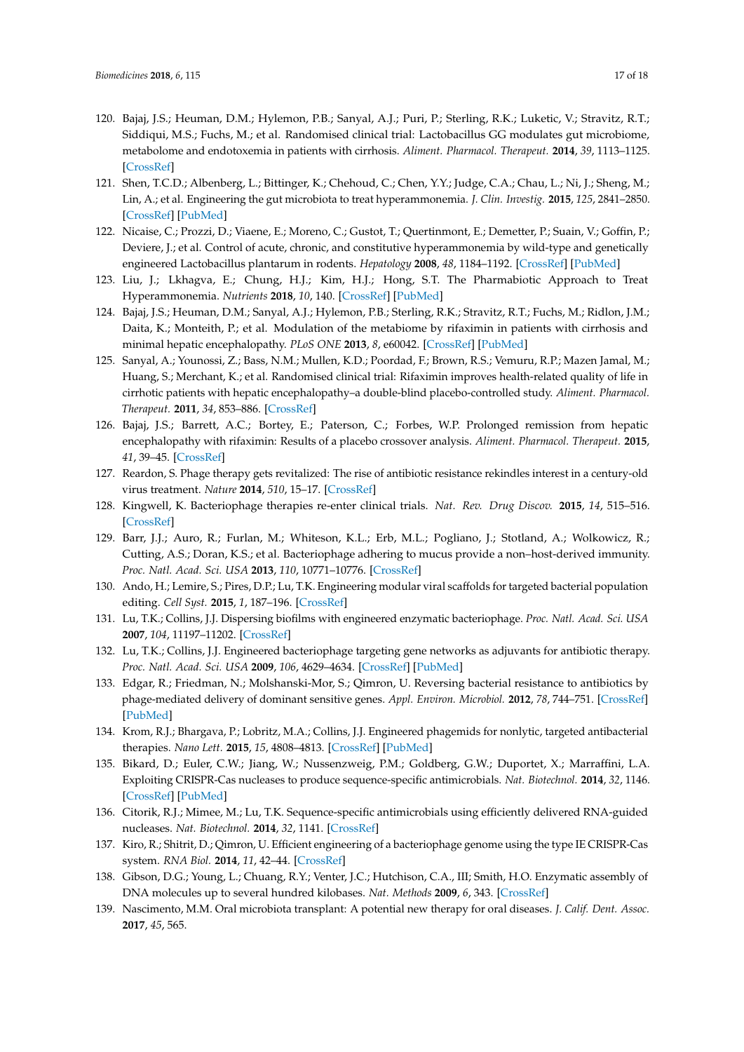120. Bajaj, J.S.; Heuman, D.M.; Hylemon, P.B.; Sanyal, A.J.; Puri, P.; Sterling, R.K.; Luketic, V.; Stravitz, R.T.; Siddiqui, M.S.; Fuchs, M.; et al. Randomised clinical trial: Lactobacillus GG modulates gut microbiome, metabolome and endotoxemia in patients with cirrhosis. *Aliment. Pharmacol. Therapeut.* **2014**, *39*, 1113–1125. [CrossRef]
121. Shen, T.C.D.; Albenberg, L.; Bittinger, K.; Chehoud, C.; Chen, Y.Y.; Judge, C.A.; Chau, L.; Ni, J.; Sheng, M.; Lin, A.; et al. Engineering the gut microbiota to treat hyperammonemia. *J. Clin. Investig.* **2015**, *125*, 2841–2850. [CrossRef] [PubMed]
122. Nicaise, C.; Prozzi, D.; Viaene, E.; Moreno, C.; Gustot, T.; Quertinmont, E.; Demetter, P.; Suain, V.; Goffin, P.; Deviere, J.; et al. Control of acute, chronic, and constitutive hyperammonemia by wild-type and genetically engineered Lactobacillus plantarum in rodents. *Hepatology* **2008**, *48*, 1184–1192. [CrossRef] [PubMed]
123. Liu, J.; Lkhagva, E.; Chung, H.J.; Kim, H.J.; Hong, S.T. The Pharmabiotic Approach to Treat Hyperammonemia. *Nutrients* **2018**, *10*, 140. [CrossRef] [PubMed]
124. Bajaj, J.S.; Heuman, D.M.; Sanyal, A.J.; Hylemon, P.B.; Sterling, R.K.; Stravitz, R.T.; Fuchs, M.; Ridlon, J.M.; Daita, K.; Monteith, P.; et al. Modulation of the metabiome by rifaximin in patients with cirrhosis and minimal hepatic encephalopathy. *PLoS ONE* **2013**, *8*, e60042. [CrossRef] [PubMed]
125. Sanyal, A.; Younossi, Z.; Bass, N.M.; Mullen, K.D.; Poordad, F.; Brown, R.S.; Vemuru, R.P.; Mazen Jamal, M.; Huang, S.; Merchant, K.; et al. Randomised clinical trial: Rifaximin improves health-related quality of life in cirrhotic patients with hepatic encephalopathy–a double-blind placebo-controlled study. *Aliment. Pharmacol. Therapeut.* **2011**, *34*, 853–886. [CrossRef]
126. Bajaj, J.S.; Barrett, A.C.; Bortey, E.; Paterson, C.; Forbes, W.P. Prolonged remission from hepatic encephalopathy with rifaximin: Results of a placebo crossover analysis. *Aliment. Pharmacol. Therapeut.* **2015**, *41*, 39–45. [CrossRef]
127. Reardon, S. Phage therapy gets revitalized: The rise of antibiotic resistance rekindles interest in a century-old virus treatment. *Nature* **2014**, *510*, 15–17. [CrossRef]
128. Kingwell, K. Bacteriophage therapies re-enter clinical trials. *Nat. Rev. Drug Discov.* **2015**, *14*, 515–516. [CrossRef]
129. Barr, J.J.; Auro, R.; Furlan, M.; Whiteson, K.L.; Erb, M.L.; Pogliano, J.; Stotland, A.; Wolkowicz, R.; Cutting, A.S.; Doran, K.S.; et al. Bacteriophage adhering to mucus provide a non–host-derived immunity. *Proc. Natl. Acad. Sci. USA* **2013**, *110*, 10771–10776. [CrossRef]
130. Ando, H.; Lemire, S.; Pires, D.P.; Lu, T.K. Engineering modular viral scaffolds for targeted bacterial population editing. *Cell Syst.* **2015**, *1*, 187–196. [CrossRef]
131. Lu, T.K.; Collins, J.J. Dispersing biofilms with engineered enzymatic bacteriophage. *Proc. Natl. Acad. Sci. USA* **2007**, *104*, 11197–11202. [CrossRef]
132. Lu, T.K.; Collins, J.J. Engineered bacteriophage targeting gene networks as adjuvants for antibiotic therapy. *Proc. Natl. Acad. Sci. USA* **2009**, *106*, 4629–4634. [CrossRef] [PubMed]
133. Edgar, R.; Friedman, N.; Molshanski-Mor, S.; Qimron, U. Reversing bacterial resistance to antibiotics by phage-mediated delivery of dominant sensitive genes. *Appl. Environ. Microbiol.* **2012**, *78*, 744–751. [CrossRef] [PubMed]
134. Krom, R.J.; Bhargava, P.; Lobritz, M.A.; Collins, J.J. Engineered phagemids for nonlytic, targeted antibacterial therapies. *Nano Lett.* **2015**, *15*, 4808–4813. [CrossRef] [PubMed]
135. Bikard, D.; Euler, C.W.; Jiang, W.; Nussenzweig, P.M.; Goldberg, G.W.; Duportet, X.; Marraffini, L.A. Exploiting CRISPR-Cas nucleases to produce sequence-specific antimicrobials. *Nat. Biotechnol.* **2014**, *32*, 1146. [CrossRef] [PubMed]
136. Citorik, R.J.; Mimee, M.; Lu, T.K. Sequence-specific antimicrobials using efficiently delivered RNA-guided nucleases. *Nat. Biotechnol.* **2014**, *32*, 1141. [CrossRef]
137. Kiro, R.; Shitrit, D.; Qimron, U. Efficient engineering of a bacteriophage genome using the type IE CRISPR-Cas system. *RNA Biol.* **2014**, *11*, 42–44. [CrossRef]
138. Gibson, D.G.; Young, L.; Chuang, R.Y.; Venter, J.C.; Hutchison, C.A., III; Smith, H.O. Enzymatic assembly of DNA molecules up to several hundred kilobases. *Nat. Methods* **2009**, *6*, 343. [CrossRef]
139. Nascimento, M.M. Oral microbiota transplant: A potential new therapy for oral diseases. *J. Calif. Dent. Assoc.* **2017**, *45*, 565.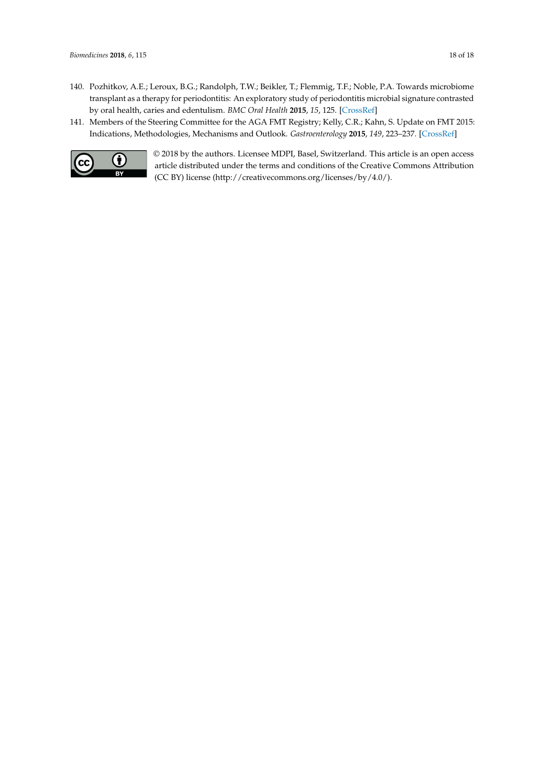140. Pozhitkov, A.E.; Leroux, B.G.; Randolph, T.W.; Beikler, T.; Flemmig, T.F.; Noble, P.A. Towards microbiome transplant as a therapy for periodontitis: An exploratory study of periodontitis microbial signature contrasted by oral health, caries and edentulism. *BMC Oral Health* **2015**, *15*, 125. [CrossRef]
141. Members of the Steering Committee for the AGA FMT Registry; Kelly, C.R.; Kahn, S. Update on FMT 2015: Indications, Methodologies, Mechanisms and Outlook. *Gastroenterology* **2015**, *149*, 223–237. [CrossRef]

© 2018 by the authors. Licensee MDPI, Basel, Switzerland. This article is an open access article distributed under the terms and conditions of the Creative Commons Attribution (CC BY) license (http://creativecommons.org/licenses/by/4.0/).